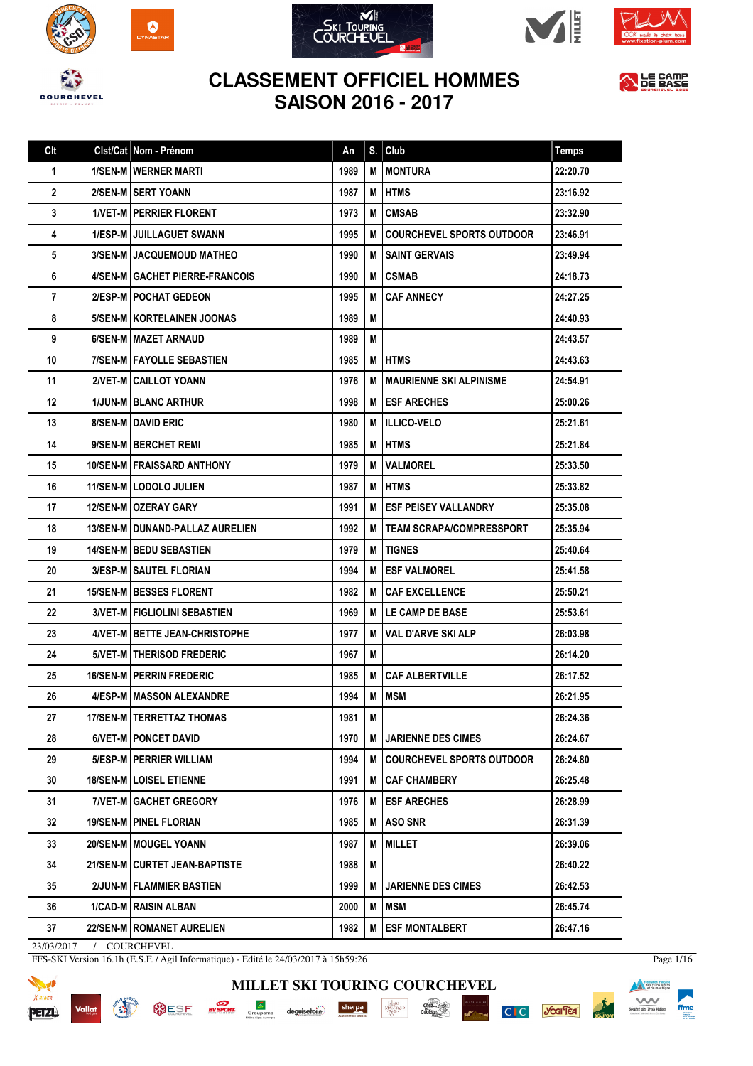# CLASSEMENT OFFICIEL HOMMES
# SAISON 2016 - 2017

| Clt | Clst/Cat | Nom - Prénom | An | S. | Club | Temps |
|---|---|---|---|---|---|---|
| 1 | 1/SEN-M | WERNER MARTI | 1989 | M | MONTURA | 22:20.70 |
| 2 | 2/SEN-M | SERT YOANN | 1987 | M | HTMS | 23:16.92 |
| 3 | 1/VET-M | PERRIER FLORENT | 1973 | M | CMSAB | 23:32.90 |
| 4 | 1/ESP-M | JUILLAGUET SWANN | 1995 | M | COURCHEVEL SPORTS OUTDOOR | 23:46.91 |
| 5 | 3/SEN-M | JACQUEMOUD MATHEO | 1990 | M | SAINT GERVAIS | 23:49.94 |
| 6 | 4/SEN-M | GACHET PIERRE-FRANCOIS | 1990 | M | CSMAB | 24:18.73 |
| 7 | 2/ESP-M | POCHAT GEDEON | 1995 | M | CAF ANNECY | 24:27.25 |
| 8 | 5/SEN-M | KORTELAINEN JOONAS | 1989 | M | | 24:40.93 |
| 9 | 6/SEN-M | MAZET ARNAUD | 1989 | M | | 24:43.57 |
| 10 | 7/SEN-M | FAYOLLE SEBASTIEN | 1985 | M | HTMS | 24:43.63 |
| 11 | 2/VET-M | CAILLOT YOANN | 1976 | M | MAURIENNE SKI ALPINISME | 24:54.91 |
| 12 | 1/JUN-M | BLANC ARTHUR | 1998 | M | ESF ARECHES | 25:00.26 |
| 13 | 8/SEN-M | DAVID ERIC | 1980 | M | ILLICO-VELO | 25:21.61 |
| 14 | 9/SEN-M | BERCHET REMI | 1985 | M | HTMS | 25:21.84 |
| 15 | 10/SEN-M | FRAISSARD ANTHONY | 1979 | M | VALMOREL | 25:33.50 |
| 16 | 11/SEN-M | LODOLO JULIEN | 1987 | M | HTMS | 25:33.82 |
| 17 | 12/SEN-M | OZERAY GARY | 1991 | M | ESF PEISEY VALLANDRY | 25:35.08 |
| 18 | 13/SEN-M | DUNAND-PALLAZ AURELIEN | 1992 | M | TEAM SCRAPA/COMPRESSPORT | 25:35.94 |
| 19 | 14/SEN-M | BEDU SEBASTIEN | 1979 | M | TIGNES | 25:40.64 |
| 20 | 3/ESP-M | SAUTEL FLORIAN | 1994 | M | ESF VALMOREL | 25:41.58 |
| 21 | 15/SEN-M | BESSES FLORENT | 1982 | M | CAF EXCELLENCE | 25:50.21 |
| 22 | 3/VET-M | FIGLIOLINI SEBASTIEN | 1969 | M | LE CAMP DE BASE | 25:53.61 |
| 23 | 4/VET-M | BETTE JEAN-CHRISTOPHE | 1977 | M | VAL D'ARVE SKI ALP | 26:03.98 |
| 24 | 5/VET-M | THERISOD FREDERIC | 1967 | M | | 26:14.20 |
| 25 | 16/SEN-M | PERRIN FREDERIC | 1985 | M | CAF ALBERTVILLE | 26:17.52 |
| 26 | 4/ESP-M | MASSON ALEXANDRE | 1994 | M | MSM | 26:21.95 |
| 27 | 17/SEN-M | TERRETTAZ THOMAS | 1981 | M | | 26:24.36 |
| 28 | 6/VET-M | PONCET DAVID | 1970 | M | JARIENNE DES CIMES | 26:24.67 |
| 29 | 5/ESP-M | PERRIER WILLIAM | 1994 | M | COURCHEVEL SPORTS OUTDOOR | 26:24.80 |
| 30 | 18/SEN-M | LOISEL ETIENNE | 1991 | M | CAF CHAMBERY | 26:25.48 |
| 31 | 7/VET-M | GACHET GREGORY | 1976 | M | ESF ARECHES | 26:28.99 |
| 32 | 19/SEN-M | PINEL FLORIAN | 1985 | M | ASO SNR | 26:31.39 |
| 33 | 20/SEN-M | MOUGEL YOANN | 1987 | M | MILLET | 26:39.06 |
| 34 | 21/SEN-M | CURTET JEAN-BAPTISTE | 1988 | M | | 26:40.22 |
| 35 | 2/JUN-M | FLAMMIER BASTIEN | 1999 | M | JARIENNE DES CIMES | 26:42.53 |
| 36 | 1/CAD-M | RAISIN ALBAN | 2000 | M | MSM | 26:45.74 |
| 37 | 22/SEN-M | ROMANET AURELIEN | 1982 | M | ESF MONTALBERT | 26:47.16 |

23/03/2017 / COURCHEVEL

FFS-SKI Version 16.1h (E.S.F. / Agil Informatique) - Edité le 24/03/2017 à 15h59:26

MILLET SKI TOURING COURCHEVEL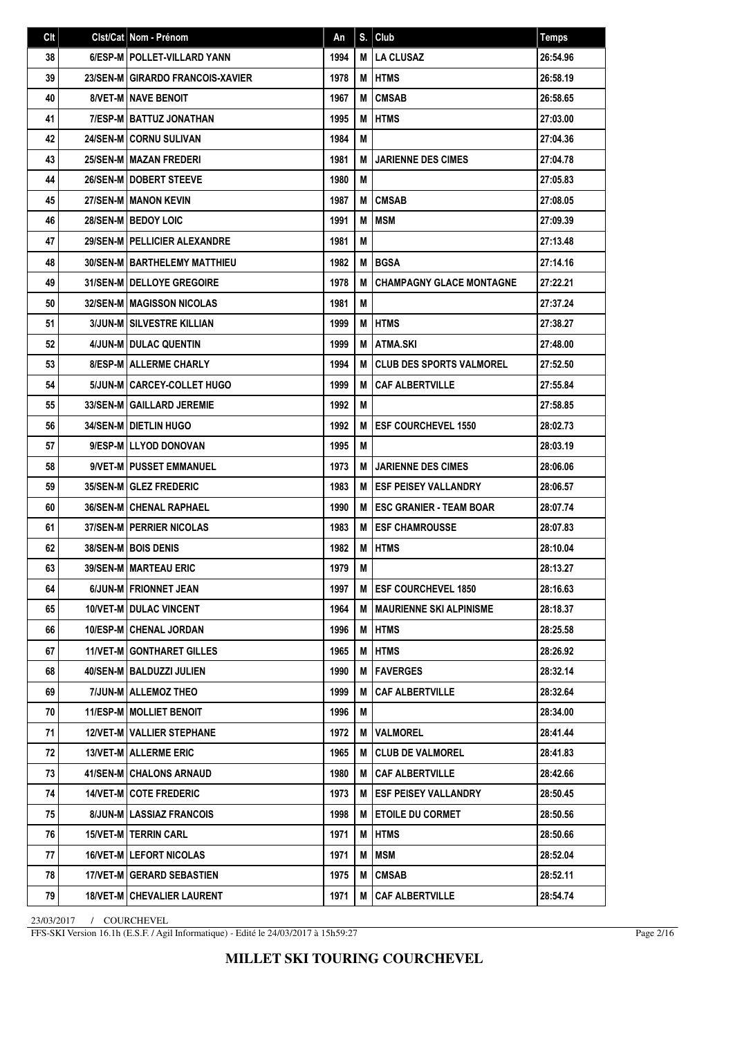| Clt | Clst/Cat | Nom - Prénom | An | S. | Club | Temps |
|---|---|---|---|---|---|---|
| 38 | 6/ESP-M | POLLET-VILLARD YANN | 1994 | M | LA CLUSAZ | 26:54.96 |
| 39 | 23/SEN-M | GIRARDO FRANCOIS-XAVIER | 1978 | M | HTMS | 26:58.19 |
| 40 | 8/VET-M | NAVE BENOIT | 1967 | M | CMSAB | 26:58.65 |
| 41 | 7/ESP-M | BATTUZ JONATHAN | 1995 | M | HTMS | 27:03.00 |
| 42 | 24/SEN-M | CORNU SULIVAN | 1984 | M | | 27:04.36 |
| 43 | 25/SEN-M | MAZAN FREDERI | 1981 | M | JARIENNE DES CIMES | 27:04.78 |
| 44 | 26/SEN-M | DOBERT STEEVE | 1980 | M | | 27:05.83 |
| 45 | 27/SEN-M | MANON KEVIN | 1987 | M | CMSAB | 27:08.05 |
| 46 | 28/SEN-M | BEDOY LOIC | 1991 | M | MSM | 27:09.39 |
| 47 | 29/SEN-M | PELLICIER ALEXANDRE | 1981 | M | | 27:13.48 |
| 48 | 30/SEN-M | BARTHELEMY MATTHIEU | 1982 | M | BGSA | 27:14.16 |
| 49 | 31/SEN-M | DELLOYE GREGOIRE | 1978 | M | CHAMPAGNY GLACE MONTAGNE | 27:22.21 |
| 50 | 32/SEN-M | MAGISSON NICOLAS | 1981 | M | | 27:37.24 |
| 51 | 3/JUN-M | SILVESTRE KILLIAN | 1999 | M | HTMS | 27:38.27 |
| 52 | 4/JUN-M | DULAC QUENTIN | 1999 | M | ATMA.SKI | 27:48.00 |
| 53 | 8/ESP-M | ALLERME CHARLY | 1994 | M | CLUB DES SPORTS VALMOREL | 27:52.50 |
| 54 | 5/JUN-M | CARCEY-COLLET HUGO | 1999 | M | CAF ALBERTVILLE | 27:55.84 |
| 55 | 33/SEN-M | GAILLARD JEREMIE | 1992 | M | | 27:58.85 |
| 56 | 34/SEN-M | DIETLIN HUGO | 1992 | M | ESF COURCHEVEL 1550 | 28:02.73 |
| 57 | 9/ESP-M | LLYOD DONOVAN | 1995 | M | | 28:03.19 |
| 58 | 9/VET-M | PUSSET EMMANUEL | 1973 | M | JARIENNE DES CIMES | 28:06.06 |
| 59 | 35/SEN-M | GLEZ FREDERIC | 1983 | M | ESF PEISEY VALLANDRY | 28:06.57 |
| 60 | 36/SEN-M | CHENAL RAPHAEL | 1990 | M | ESC GRANIER - TEAM BOAR | 28:07.74 |
| 61 | 37/SEN-M | PERRIER NICOLAS | 1983 | M | ESF CHAMROUSSE | 28:07.83 |
| 62 | 38/SEN-M | BOIS DENIS | 1982 | M | HTMS | 28:10.04 |
| 63 | 39/SEN-M | MARTEAU ERIC | 1979 | M | | 28:13.27 |
| 64 | 6/JUN-M | FRIONNET JEAN | 1997 | M | ESF COURCHEVEL 1850 | 28:16.63 |
| 65 | 10/VET-M | DULAC VINCENT | 1964 | M | MAURIENNE SKI ALPINISME | 28:18.37 |
| 66 | 10/ESP-M | CHENAL JORDAN | 1996 | M | HTMS | 28:25.58 |
| 67 | 11/VET-M | GONTHARET GILLES | 1965 | M | HTMS | 28:26.92 |
| 68 | 40/SEN-M | BALDUZZI JULIEN | 1990 | M | FAVERGES | 28:32.14 |
| 69 | 7/JUN-M | ALLEMOZ THEO | 1999 | M | CAF ALBERTVILLE | 28:32.64 |
| 70 | 11/ESP-M | MOLLIET BENOIT | 1996 | M | | 28:34.00 |
| 71 | 12/VET-M | VALLIER STEPHANE | 1972 | M | VALMOREL | 28:41.44 |
| 72 | 13/VET-M | ALLERME ERIC | 1965 | M | CLUB DE VALMOREL | 28:41.83 |
| 73 | 41/SEN-M | CHALONS ARNAUD | 1980 | M | CAF ALBERTVILLE | 28:42.66 |
| 74 | 14/VET-M | COTE FREDERIC | 1973 | M | ESF PEISEY VALLANDRY | 28:50.45 |
| 75 | 8/JUN-M | LASSIAZ FRANCOIS | 1998 | M | ETOILE DU CORMET | 28:50.56 |
| 76 | 15/VET-M | TERRIN CARL | 1971 | M | HTMS | 28:50.66 |
| 77 | 16/VET-M | LEFORT NICOLAS | 1971 | M | MSM | 28:52.04 |
| 78 | 17/VET-M | GERARD SEBASTIEN | 1975 | M | CMSAB | 28:52.11 |
| 79 | 18/VET-M | CHEVALIER LAURENT | 1971 | M | CAF ALBERTVILLE | 28:54.74 |

23/03/2017 / COURCHEVEL

FFS-SKI Version 16.1h (E.S.F. / Agil Informatique) - Edité le 24/03/2017 à 15h59:27

**MILLET SKI TOURING COURCHEVEL**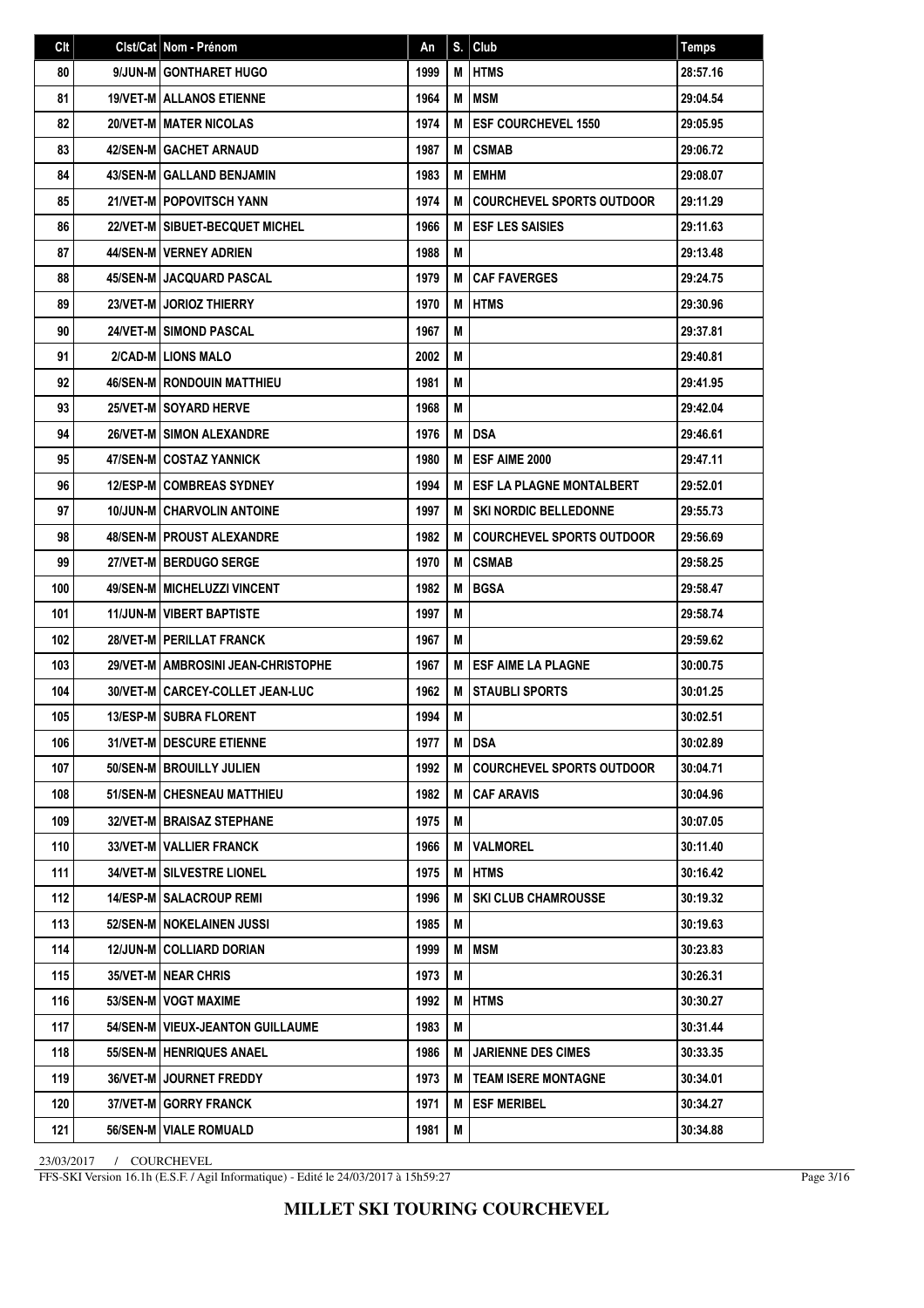| Clt | Clst/Cat | Nom - Prénom | An | S. | Club | Temps |
|---|---|---|---|---|---|---|
| 80 | 9/JUN-M | GONTHARET HUGO | 1999 | M | HTMS | 28:57.16 |
| 81 | 19/VET-M | ALLANOS ETIENNE | 1964 | M | MSM | 29:04.54 |
| 82 | 20/VET-M | MATER NICOLAS | 1974 | M | ESF COURCHEVEL 1550 | 29:05.95 |
| 83 | 42/SEN-M | GACHET ARNAUD | 1987 | M | CSMAB | 29:06.72 |
| 84 | 43/SEN-M | GALLAND BENJAMIN | 1983 | M | EMHM | 29:08.07 |
| 85 | 21/VET-M | POPOVITSCH YANN | 1974 | M | COURCHEVEL SPORTS OUTDOOR | 29:11.29 |
| 86 | 22/VET-M | SIBUET-BECQUET MICHEL | 1966 | M | ESF LES SAISIES | 29:11.63 |
| 87 | 44/SEN-M | VERNEY ADRIEN | 1988 | M | | 29:13.48 |
| 88 | 45/SEN-M | JACQUARD PASCAL | 1979 | M | CAF FAVERGES | 29:24.75 |
| 89 | 23/VET-M | JORIOZ THIERRY | 1970 | M | HTMS | 29:30.96 |
| 90 | 24/VET-M | SIMOND PASCAL | 1967 | M | | 29:37.81 |
| 91 | 2/CAD-M | LIONS MALO | 2002 | M | | 29:40.81 |
| 92 | 46/SEN-M | RONDOUIN MATTHIEU | 1981 | M | | 29:41.95 |
| 93 | 25/VET-M | SOYARD HERVE | 1968 | M | | 29:42.04 |
| 94 | 26/VET-M | SIMON ALEXANDRE | 1976 | M | DSA | 29:46.61 |
| 95 | 47/SEN-M | COSTAZ YANNICK | 1980 | M | ESF AIME 2000 | 29:47.11 |
| 96 | 12/ESP-M | COMBREAS SYDNEY | 1994 | M | ESF LA PLAGNE MONTALBERT | 29:52.01 |
| 97 | 10/JUN-M | CHARVOLIN ANTOINE | 1997 | M | SKI NORDIC BELLEDONNE | 29:55.73 |
| 98 | 48/SEN-M | PROUST ALEXANDRE | 1982 | M | COURCHEVEL SPORTS OUTDOOR | 29:56.69 |
| 99 | 27/VET-M | BERDUGO SERGE | 1970 | M | CSMAB | 29:58.25 |
| 100 | 49/SEN-M | MICHELUZZI VINCENT | 1982 | M | BGSA | 29:58.47 |
| 101 | 11/JUN-M | VIBERT BAPTISTE | 1997 | M | | 29:58.74 |
| 102 | 28/VET-M | PERILLAT FRANCK | 1967 | M | | 29:59.62 |
| 103 | 29/VET-M | AMBROSINI JEAN-CHRISTOPHE | 1967 | M | ESF AIME LA PLAGNE | 30:00.75 |
| 104 | 30/VET-M | CARCEY-COLLET JEAN-LUC | 1962 | M | STAUBLI SPORTS | 30:01.25 |
| 105 | 13/ESP-M | SUBRA FLORENT | 1994 | M | | 30:02.51 |
| 106 | 31/VET-M | DESCURE ETIENNE | 1977 | M | DSA | 30:02.89 |
| 107 | 50/SEN-M | BROUILLY JULIEN | 1992 | M | COURCHEVEL SPORTS OUTDOOR | 30:04.71 |
| 108 | 51/SEN-M | CHESNEAU MATTHIEU | 1982 | M | CAF ARAVIS | 30:04.96 |
| 109 | 32/VET-M | BRAISAZ STEPHANE | 1975 | M | | 30:07.05 |
| 110 | 33/VET-M | VALLIER FRANCK | 1966 | M | VALMOREL | 30:11.40 |
| 111 | 34/VET-M | SILVESTRE LIONEL | 1975 | M | HTMS | 30:16.42 |
| 112 | 14/ESP-M | SALACROUP REMI | 1996 | M | SKI CLUB CHAMROUSSE | 30:19.32 |
| 113 | 52/SEN-M | NOKELAINEN JUSSI | 1985 | M | | 30:19.63 |
| 114 | 12/JUN-M | COLLIARD DORIAN | 1999 | M | MSM | 30:23.83 |
| 115 | 35/VET-M | NEAR CHRIS | 1973 | M | | 30:26.31 |
| 116 | 53/SEN-M | VOGT MAXIME | 1992 | M | HTMS | 30:30.27 |
| 117 | 54/SEN-M | VIEUX-JEANTON GUILLAUME | 1983 | M | | 30:31.44 |
| 118 | 55/SEN-M | HENRIQUES ANAEL | 1986 | M | JARIENNE DES CIMES | 30:33.35 |
| 119 | 36/VET-M | JOURNET FREDDY | 1973 | M | TEAM ISERE MONTAGNE | 30:34.01 |
| 120 | 37/VET-M | GORRY FRANCK | 1971 | M | ESF MERIBEL | 30:34.27 |
| 121 | 56/SEN-M | VIALE ROMUALD | 1981 | M | | 30:34.88 |

23/03/2017 / COURCHEVEL

FFS-SKI Version 16.1h (E.S.F. / Agil Informatique) - Edité le 24/03/2017 à 15h59:27

**MILLET SKI TOURING COURCHEVEL**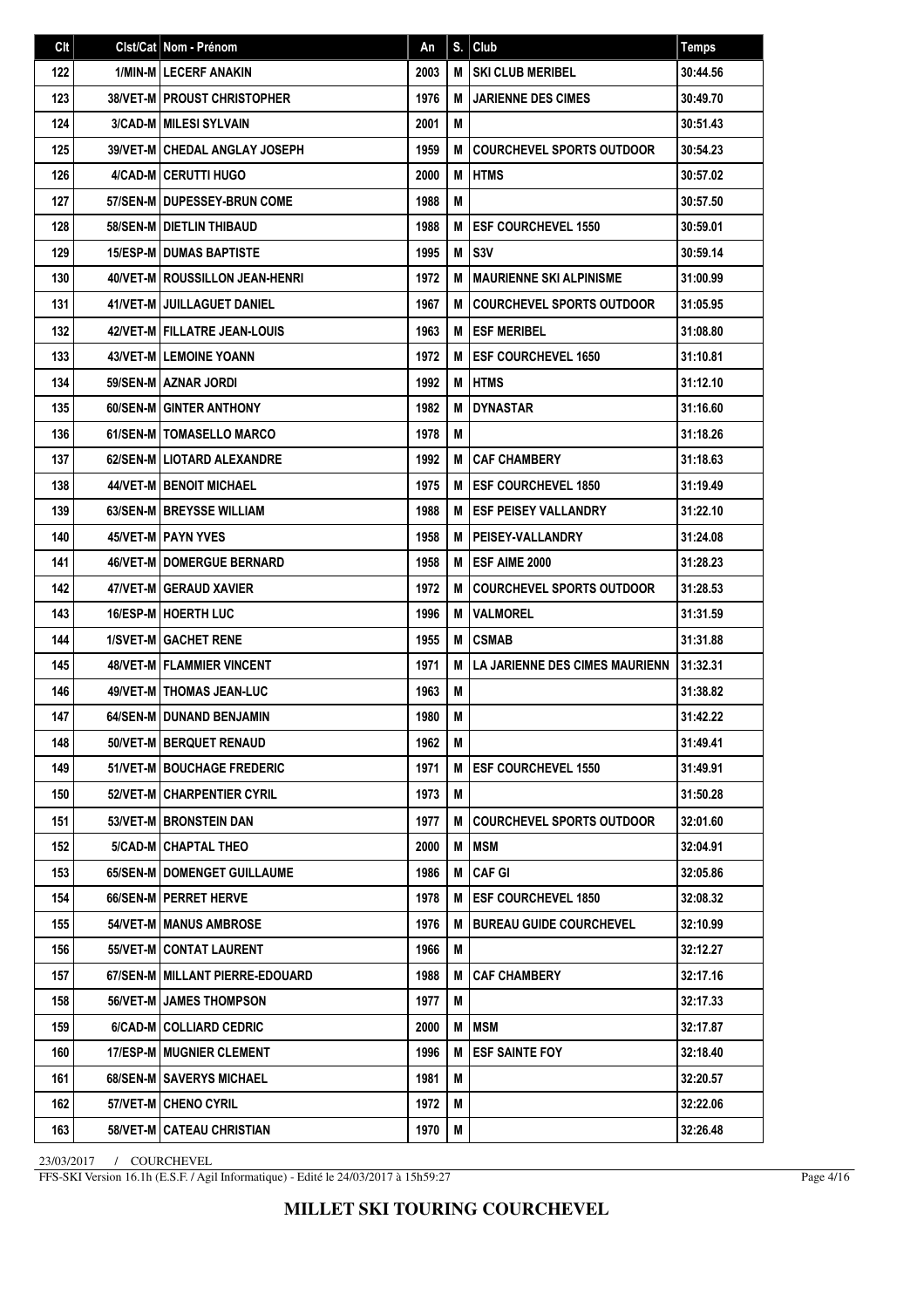| Clt | Clst/Cat | Nom - Prénom | An | S. | Club | Temps |
|---|---|---|---|---|---|---|
| 122 | 1/MIN-M | LECERF ANAKIN | 2003 | M | SKI CLUB MERIBEL | 30:44.56 |
| 123 | 38/VET-M | PROUST CHRISTOPHER | 1976 | M | JARIENNE DES CIMES | 30:49.70 |
| 124 | 3/CAD-M | MILESI SYLVAIN | 2001 | M | | 30:51.43 |
| 125 | 39/VET-M | CHEDAL ANGLAY JOSEPH | 1959 | M | COURCHEVEL SPORTS OUTDOOR | 30:54.23 |
| 126 | 4/CAD-M | CERUTTI HUGO | 2000 | M | HTMS | 30:57.02 |
| 127 | 57/SEN-M | DUPESSEY-BRUN COME | 1988 | M | | 30:57.50 |
| 128 | 58/SEN-M | DIETLIN THIBAUD | 1988 | M | ESF COURCHEVEL 1550 | 30:59.01 |
| 129 | 15/ESP-M | DUMAS BAPTISTE | 1995 | M | S3V | 30:59.14 |
| 130 | 40/VET-M | ROUSSILLON JEAN-HENRI | 1972 | M | MAURIENNE SKI ALPINISME | 31:00.99 |
| 131 | 41/VET-M | JUILLAGUET DANIEL | 1967 | M | COURCHEVEL SPORTS OUTDOOR | 31:05.95 |
| 132 | 42/VET-M | FILLATRE JEAN-LOUIS | 1963 | M | ESF MERIBEL | 31:08.80 |
| 133 | 43/VET-M | LEMOINE YOANN | 1972 | M | ESF COURCHEVEL 1650 | 31:10.81 |
| 134 | 59/SEN-M | AZNAR JORDI | 1992 | M | HTMS | 31:12.10 |
| 135 | 60/SEN-M | GINTER ANTHONY | 1982 | M | DYNASTAR | 31:16.60 |
| 136 | 61/SEN-M | TOMASELLO MARCO | 1978 | M | | 31:18.26 |
| 137 | 62/SEN-M | LIOTARD ALEXANDRE | 1992 | M | CAF CHAMBERY | 31:18.63 |
| 138 | 44/VET-M | BENOIT MICHAEL | 1975 | M | ESF COURCHEVEL 1850 | 31:19.49 |
| 139 | 63/SEN-M | BREYSSE WILLIAM | 1988 | M | ESF PEISEY VALLANDRY | 31:22.10 |
| 140 | 45/VET-M | PAYN YVES | 1958 | M | PEISEY-VALLANDRY | 31:24.08 |
| 141 | 46/VET-M | DOMERGUE BERNARD | 1958 | M | ESF AIME 2000 | 31:28.23 |
| 142 | 47/VET-M | GERAUD XAVIER | 1972 | M | COURCHEVEL SPORTS OUTDOOR | 31:28.53 |
| 143 | 16/ESP-M | HOERTH LUC | 1996 | M | VALMOREL | 31:31.59 |
| 144 | 1/SVET-M | GACHET RENE | 1955 | M | CSMAB | 31:31.88 |
| 145 | 48/VET-M | FLAMMIER VINCENT | 1971 | M | LA JARIENNE DES CIMES MAURIENN | 31:32.31 |
| 146 | 49/VET-M | THOMAS JEAN-LUC | 1963 | M | | 31:38.82 |
| 147 | 64/SEN-M | DUNAND BENJAMIN | 1980 | M | | 31:42.22 |
| 148 | 50/VET-M | BERQUET RENAUD | 1962 | M | | 31:49.41 |
| 149 | 51/VET-M | BOUCHAGE FREDERIC | 1971 | M | ESF COURCHEVEL 1550 | 31:49.91 |
| 150 | 52/VET-M | CHARPENTIER CYRIL | 1973 | M | | 31:50.28 |
| 151 | 53/VET-M | BRONSTEIN DAN | 1977 | M | COURCHEVEL SPORTS OUTDOOR | 32:01.60 |
| 152 | 5/CAD-M | CHAPTAL THEO | 2000 | M | MSM | 32:04.91 |
| 153 | 65/SEN-M | DOMENGET GUILLAUME | 1986 | M | CAF GI | 32:05.86 |
| 154 | 66/SEN-M | PERRET HERVE | 1978 | M | ESF COURCHEVEL 1850 | 32:08.32 |
| 155 | 54/VET-M | MANUS AMBROSE | 1976 | M | BUREAU GUIDE COURCHEVEL | 32:10.99 |
| 156 | 55/VET-M | CONTAT LAURENT | 1966 | M | | 32:12.27 |
| 157 | 67/SEN-M | MILLANT PIERRE-EDOUARD | 1988 | M | CAF CHAMBERY | 32:17.16 |
| 158 | 56/VET-M | JAMES THOMPSON | 1977 | M | | 32:17.33 |
| 159 | 6/CAD-M | COLLIARD CEDRIC | 2000 | M | MSM | 32:17.87 |
| 160 | 17/ESP-M | MUGNIER CLEMENT | 1996 | M | ESF SAINTE FOY | 32:18.40 |
| 161 | 68/SEN-M | SAVERYS MICHAEL | 1981 | M | | 32:20.57 |
| 162 | 57/VET-M | CHENO CYRIL | 1972 | M | | 32:22.06 |
| 163 | 58/VET-M | CATEAU CHRISTIAN | 1970 | M | | 32:26.48 |

23/03/2017 / COURCHEVEL

FFS-SKI Version 16.1h (E.S.F. / Agil Informatique) - Edité le 24/03/2017 à 15h59:27

**MILLET SKI TOURING COURCHEVEL**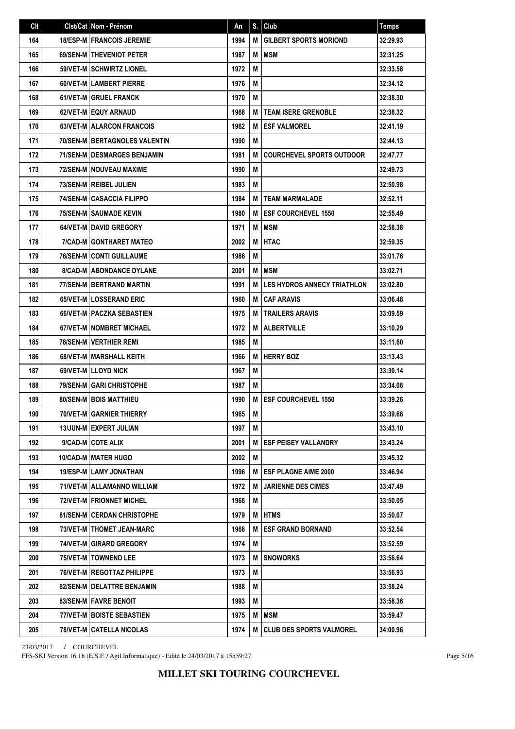| Clt | Clst/Cat | Nom - Prénom | An | S. | Club | Temps |
|---|---|---|---|---|---|---|
| 164 | 18/ESP-M | FRANCOIS JEREMIE | 1994 | M | GILBERT SPORTS MORIOND | 32:29.93 |
| 165 | 69/SEN-M | THEVENIOT PETER | 1987 | M | MSM | 32:31.25 |
| 166 | 59/VET-M | SCHWIRTZ LIONEL | 1972 | M | | 32:33.58 |
| 167 | 60/VET-M | LAMBERT PIERRE | 1976 | M | | 32:34.12 |
| 168 | 61/VET-M | GRUEL FRANCK | 1970 | M | | 32:38.30 |
| 169 | 62/VET-M | EQUY ARNAUD | 1968 | M | TEAM ISERE GRENOBLE | 32:38.32 |
| 170 | 63/VET-M | ALARCON FRANCOIS | 1962 | M | ESF VALMOREL | 32:41.19 |
| 171 | 70/SEN-M | BERTAGNOLES VALENTIN | 1990 | M | | 32:44.13 |
| 172 | 71/SEN-M | DESMARGES BENJAMIN | 1981 | M | COURCHEVEL SPORTS OUTDOOR | 32:47.77 |
| 173 | 72/SEN-M | NOUVEAU MAXIME | 1990 | M | | 32:49.73 |
| 174 | 73/SEN-M | REIBEL JULIEN | 1983 | M | | 32:50.98 |
| 175 | 74/SEN-M | CASACCIA FILIPPO | 1984 | M | TEAM MARMALADE | 32:52.11 |
| 176 | 75/SEN-M | SAUMADE KEVIN | 1980 | M | ESF COURCHEVEL 1550 | 32:55.49 |
| 177 | 64/VET-M | DAVID GREGORY | 1971 | M | MSM | 32:58.38 |
| 178 | 7/CAD-M | GONTHARET MATEO | 2002 | M | HTAC | 32:59.35 |
| 179 | 76/SEN-M | CONTI GUILLAUME | 1986 | M | | 33:01.76 |
| 180 | 8/CAD-M | ABONDANCE DYLANE | 2001 | M | MSM | 33:02.71 |
| 181 | 77/SEN-M | BERTRAND MARTIN | 1991 | M | LES HYDROS ANNECY TRIATHLON | 33:02.80 |
| 182 | 65/VET-M | LOSSERAND ERIC | 1960 | M | CAF ARAVIS | 33:06.48 |
| 183 | 66/VET-M | PACZKA SEBASTIEN | 1975 | M | TRAILERS ARAVIS | 33:09.59 |
| 184 | 67/VET-M | NOMBRET MICHAEL | 1972 | M | ALBERTVILLE | 33:10.29 |
| 185 | 78/SEN-M | VERTHIER REMI | 1985 | M | | 33:11.60 |
| 186 | 68/VET-M | MARSHALL KEITH | 1966 | M | HERRY BOZ | 33:13.43 |
| 187 | 69/VET-M | LLOYD NICK | 1967 | M | | 33:30.14 |
| 188 | 79/SEN-M | GARI CHRISTOPHE | 1987 | M | | 33:34.08 |
| 189 | 80/SEN-M | BOIS MATTHIEU | 1990 | M | ESF COURCHEVEL 1550 | 33:39.26 |
| 190 | 70/VET-M | GARNIER THIERRY | 1965 | M | | 33:39.66 |
| 191 | 13/JUN-M | EXPERT JULIAN | 1997 | M | | 33:43.10 |
| 192 | 9/CAD-M | COTE ALIX | 2001 | M | ESF PEISEY VALLANDRY | 33:43.24 |
| 193 | 10/CAD-M | MATER HUGO | 2002 | M | | 33:45.32 |
| 194 | 19/ESP-M | LAMY JONATHAN | 1996 | M | ESF PLAGNE AIME 2000 | 33:46.94 |
| 195 | 71/VET-M | ALLAMANNO WILLIAM | 1972 | M | JARIENNE DES CIMES | 33:47.49 |
| 196 | 72/VET-M | FRIONNET MICHEL | 1968 | M | | 33:50.05 |
| 197 | 81/SEN-M | CERDAN CHRISTOPHE | 1979 | M | HTMS | 33:50.07 |
| 198 | 73/VET-M | THOMET JEAN-MARC | 1968 | M | ESF GRAND BORNAND | 33:52.54 |
| 199 | 74/VET-M | GIRARD GREGORY | 1974 | M | | 33:52.59 |
| 200 | 75/VET-M | TOWNEND LEE | 1973 | M | SNOWORKS | 33:56.64 |
| 201 | 76/VET-M | REGOTTAZ PHILIPPE | 1973 | M | | 33:56.93 |
| 202 | 82/SEN-M | DELATTRE BENJAMIN | 1988 | M | | 33:58.24 |
| 203 | 83/SEN-M | FAVRE BENOIT | 1993 | M | | 33:58.36 |
| 204 | 77/VET-M | BOISTE SEBASTIEN | 1975 | M | MSM | 33:59.47 |
| 205 | 78/VET-M | CATELLA NICOLAS | 1974 | M | CLUB DES SPORTS VALMOREL | 34:00.96 |

23/03/2017 / COURCHEVEL

FFS-SKI Version 16.1h (E.S.F. / Agil Informatique) - Edité le 24/03/2017 à 15h59:27

**MILLET SKI TOURING COURCHEVEL**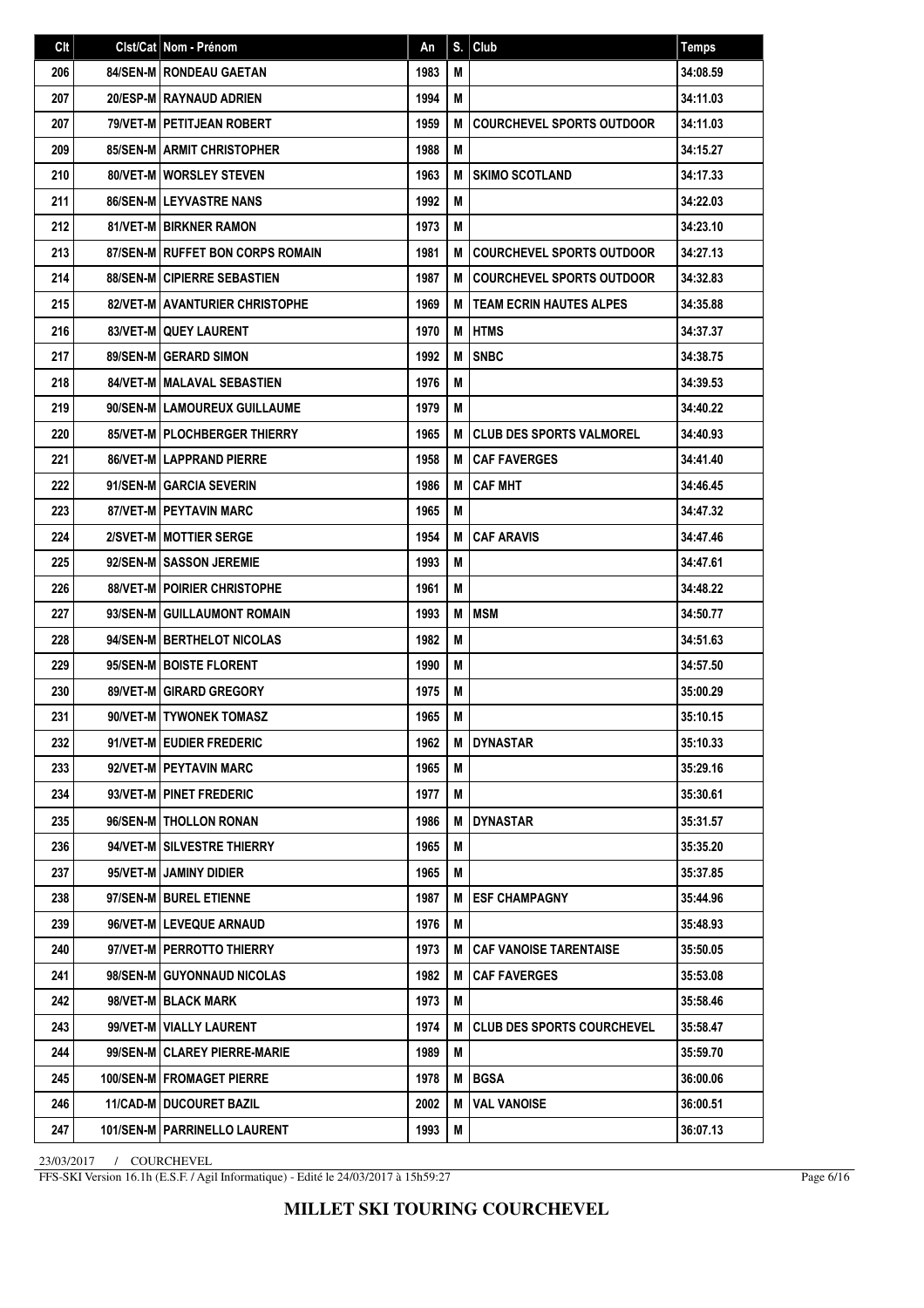| Clt | Clst/Cat | Nom - Prénom | An | S. | Club | Temps |
|---|---|---|---|---|---|---|
| 206 | 84/SEN-M | RONDEAU GAETAN | 1983 | M | | 34:08.59 |
| 207 | 20/ESP-M | RAYNAUD ADRIEN | 1994 | M | | 34:11.03 |
| 207 | 79/VET-M | PETITJEAN ROBERT | 1959 | M | COURCHEVEL SPORTS OUTDOOR | 34:11.03 |
| 209 | 85/SEN-M | ARMIT CHRISTOPHER | 1988 | M | | 34:15.27 |
| 210 | 80/VET-M | WORSLEY STEVEN | 1963 | M | SKIMO SCOTLAND | 34:17.33 |
| 211 | 86/SEN-M | LEYVASTRE NANS | 1992 | M | | 34:22.03 |
| 212 | 81/VET-M | BIRKNER RAMON | 1973 | M | | 34:23.10 |
| 213 | 87/SEN-M | RUFFET BON CORPS ROMAIN | 1981 | M | COURCHEVEL SPORTS OUTDOOR | 34:27.13 |
| 214 | 88/SEN-M | CIPIERRE SEBASTIEN | 1987 | M | COURCHEVEL SPORTS OUTDOOR | 34:32.83 |
| 215 | 82/VET-M | AVANTURIER CHRISTOPHE | 1969 | M | TEAM ECRIN HAUTES ALPES | 34:35.88 |
| 216 | 83/VET-M | QUEY LAURENT | 1970 | M | HTMS | 34:37.37 |
| 217 | 89/SEN-M | GERARD SIMON | 1992 | M | SNBC | 34:38.75 |
| 218 | 84/VET-M | MALAVAL SEBASTIEN | 1976 | M | | 34:39.53 |
| 219 | 90/SEN-M | LAMOUREUX GUILLAUME | 1979 | M | | 34:40.22 |
| 220 | 85/VET-M | PLOCHBERGER THIERRY | 1965 | M | CLUB DES SPORTS VALMOREL | 34:40.93 |
| 221 | 86/VET-M | LAPPRAND PIERRE | 1958 | M | CAF FAVERGES | 34:41.40 |
| 222 | 91/SEN-M | GARCIA SEVERIN | 1986 | M | CAF MHT | 34:46.45 |
| 223 | 87/VET-M | PEYTAVIN MARC | 1965 | M | | 34:47.32 |
| 224 | 2/SVET-M | MOTTIER SERGE | 1954 | M | CAF ARAVIS | 34:47.46 |
| 225 | 92/SEN-M | SASSON JEREMIE | 1993 | M | | 34:47.61 |
| 226 | 88/VET-M | POIRIER CHRISTOPHE | 1961 | M | | 34:48.22 |
| 227 | 93/SEN-M | GUILLAUMONT ROMAIN | 1993 | M | MSM | 34:50.77 |
| 228 | 94/SEN-M | BERTHELOT NICOLAS | 1982 | M | | 34:51.63 |
| 229 | 95/SEN-M | BOISTE FLORENT | 1990 | M | | 34:57.50 |
| 230 | 89/VET-M | GIRARD GREGORY | 1975 | M | | 35:00.29 |
| 231 | 90/VET-M | TYWONEK TOMASZ | 1965 | M | | 35:10.15 |
| 232 | 91/VET-M | EUDIER FREDERIC | 1962 | M | DYNASTAR | 35:10.33 |
| 233 | 92/VET-M | PEYTAVIN MARC | 1965 | M | | 35:29.16 |
| 234 | 93/VET-M | PINET FREDERIC | 1977 | M | | 35:30.61 |
| 235 | 96/SEN-M | THOLLON RONAN | 1986 | M | DYNASTAR | 35:31.57 |
| 236 | 94/VET-M | SILVESTRE THIERRY | 1965 | M | | 35:35.20 |
| 237 | 95/VET-M | JAMINY DIDIER | 1965 | M | | 35:37.85 |
| 238 | 97/SEN-M | BUREL ETIENNE | 1987 | M | ESF CHAMPAGNY | 35:44.96 |
| 239 | 96/VET-M | LEVEQUE ARNAUD | 1976 | M | | 35:48.93 |
| 240 | 97/VET-M | PERROTTO THIERRY | 1973 | M | CAF VANOISE TARENTAISE | 35:50.05 |
| 241 | 98/SEN-M | GUYONNAUD NICOLAS | 1982 | M | CAF FAVERGES | 35:53.08 |
| 242 | 98/VET-M | BLACK MARK | 1973 | M | | 35:58.46 |
| 243 | 99/VET-M | VIALLY LAURENT | 1974 | M | CLUB DES SPORTS COURCHEVEL | 35:58.47 |
| 244 | 99/SEN-M | CLAREY PIERRE-MARIE | 1989 | M | | 35:59.70 |
| 245 | 100/SEN-M | FROMAGET PIERRE | 1978 | M | BGSA | 36:00.06 |
| 246 | 11/CAD-M | DUCOURET BAZIL | 2002 | M | VAL VANOISE | 36:00.51 |
| 247 | 101/SEN-M | PARRINELLO LAURENT | 1993 | M | | 36:07.13 |

23/03/2017 / COURCHEVEL

FFS-SKI Version 16.1h (E.S.F. / Agil Informatique) - Edité le 24/03/2017 à 15h59:27

**MILLET SKI TOURING COURCHEVEL**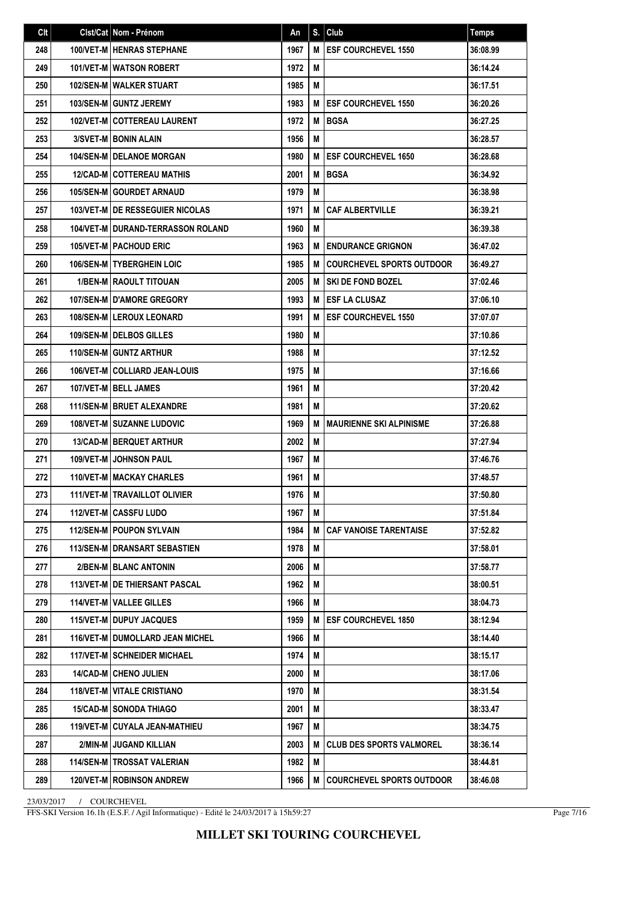| Clt | Clst/Cat | Nom - Prénom | An | S. | Club | Temps |
|---|---|---|---|---|---|---|
| 248 | 100/VET-M | HENRAS STEPHANE | 1967 | M | ESF COURCHEVEL 1550 | 36:08.99 |
| 249 | 101/VET-M | WATSON ROBERT | 1972 | M | | 36:14.24 |
| 250 | 102/SEN-M | WALKER STUART | 1985 | M | | 36:17.51 |
| 251 | 103/SEN-M | GUNTZ JEREMY | 1983 | M | ESF COURCHEVEL 1550 | 36:20.26 |
| 252 | 102/VET-M | COTTEREAU LAURENT | 1972 | M | BGSA | 36:27.25 |
| 253 | 3/SVET-M | BONIN ALAIN | 1956 | M | | 36:28.57 |
| 254 | 104/SEN-M | DELANOE MORGAN | 1980 | M | ESF COURCHEVEL 1650 | 36:28.68 |
| 255 | 12/CAD-M | COTTEREAU MATHIS | 2001 | M | BGSA | 36:34.92 |
| 256 | 105/SEN-M | GOURDET ARNAUD | 1979 | M | | 36:38.98 |
| 257 | 103/VET-M | DE RESSEGUIER NICOLAS | 1971 | M | CAF ALBERTVILLE | 36:39.21 |
| 258 | 104/VET-M | DURAND-TERRASSON ROLAND | 1960 | M | | 36:39.38 |
| 259 | 105/VET-M | PACHOUD ERIC | 1963 | M | ENDURANCE GRIGNON | 36:47.02 |
| 260 | 106/SEN-M | TYBERGHEIN LOIC | 1985 | M | COURCHEVEL SPORTS OUTDOOR | 36:49.27 |
| 261 | 1/BEN-M | RAOULT TITOUAN | 2005 | M | SKI DE FOND BOZEL | 37:02.46 |
| 262 | 107/SEN-M | D'AMORE GREGORY | 1993 | M | ESF LA CLUSAZ | 37:06.10 |
| 263 | 108/SEN-M | LEROUX LEONARD | 1991 | M | ESF COURCHEVEL 1550 | 37:07.07 |
| 264 | 109/SEN-M | DELBOS GILLES | 1980 | M | | 37:10.86 |
| 265 | 110/SEN-M | GUNTZ ARTHUR | 1988 | M | | 37:12.52 |
| 266 | 106/VET-M | COLLIARD JEAN-LOUIS | 1975 | M | | 37:16.66 |
| 267 | 107/VET-M | BELL JAMES | 1961 | M | | 37:20.42 |
| 268 | 111/SEN-M | BRUET ALEXANDRE | 1981 | M | | 37:20.62 |
| 269 | 108/VET-M | SUZANNE LUDOVIC | 1969 | M | MAURIENNE SKI ALPINISME | 37:26.88 |
| 270 | 13/CAD-M | BERQUET ARTHUR | 2002 | M | | 37:27.94 |
| 271 | 109/VET-M | JOHNSON PAUL | 1967 | M | | 37:46.76 |
| 272 | 110/VET-M | MACKAY CHARLES | 1961 | M | | 37:48.57 |
| 273 | 111/VET-M | TRAVAILLOT OLIVIER | 1976 | M | | 37:50.80 |
| 274 | 112/VET-M | CASSFU LUDO | 1967 | M | | 37:51.84 |
| 275 | 112/SEN-M | POUPON SYLVAIN | 1984 | M | CAF VANOISE TARENTAISE | 37:52.82 |
| 276 | 113/SEN-M | DRANSART SEBASTIEN | 1978 | M | | 37:58.01 |
| 277 | 2/BEN-M | BLANC ANTONIN | 2006 | M | | 37:58.77 |
| 278 | 113/VET-M | DE THIERSANT PASCAL | 1962 | M | | 38:00.51 |
| 279 | 114/VET-M | VALLEE GILLES | 1966 | M | | 38:04.73 |
| 280 | 115/VET-M | DUPUY JACQUES | 1959 | M | ESF COURCHEVEL 1850 | 38:12.94 |
| 281 | 116/VET-M | DUMOLLARD JEAN MICHEL | 1966 | M | | 38:14.40 |
| 282 | 117/VET-M | SCHNEIDER MICHAEL | 1974 | M | | 38:15.17 |
| 283 | 14/CAD-M | CHENO JULIEN | 2000 | M | | 38:17.06 |
| 284 | 118/VET-M | VITALE CRISTIANO | 1970 | M | | 38:31.54 |
| 285 | 15/CAD-M | SONODA THIAGO | 2001 | M | | 38:33.47 |
| 286 | 119/VET-M | CUYALA JEAN-MATHIEU | 1967 | M | | 38:34.75 |
| 287 | 2/MIN-M | JUGAND KILLIAN | 2003 | M | CLUB DES SPORTS VALMOREL | 38:36.14 |
| 288 | 114/SEN-M | TROSSAT VALERIAN | 1982 | M | | 38:44.81 |
| 289 | 120/VET-M | ROBINSON ANDREW | 1966 | M | COURCHEVEL SPORTS OUTDOOR | 38:46.08 |

23/03/2017 / COURCHEVEL

FFS-SKI Version 16.1h (E.S.F. / Agil Informatique) - Edité le 24/03/2017 à 15h59:27

**MILLET SKI TOURING COURCHEVEL**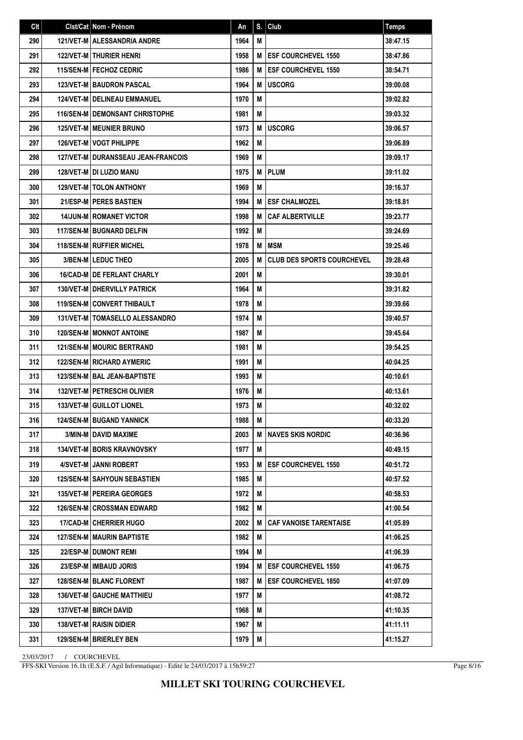| Clt | Clst/Cat | Nom - Prénom | An | S. | Club | Temps |
|---|---|---|---|---|---|---|
| 290 | 121/VET-M | ALESSANDRIA ANDRE | 1964 | M | | 38:47.15 |
| 291 | 122/VET-M | THURIER HENRI | 1958 | M | ESF COURCHEVEL 1550 | 38:47.86 |
| 292 | 115/SEN-M | FECHOZ CEDRIC | 1986 | M | ESF COURCHEVEL 1550 | 38:54.71 |
| 293 | 123/VET-M | BAUDRON PASCAL | 1964 | M | USCORG | 39:00.08 |
| 294 | 124/VET-M | DELINEAU EMMANUEL | 1970 | M | | 39:02.82 |
| 295 | 116/SEN-M | DEMONSANT CHRISTOPHE | 1981 | M | | 39:03.32 |
| 296 | 125/VET-M | MEUNIER BRUNO | 1973 | M | USCORG | 39:06.57 |
| 297 | 126/VET-M | VOGT PHILIPPE | 1962 | M | | 39:06.89 |
| 298 | 127/VET-M | DURANSSEAU JEAN-FRANCOIS | 1969 | M | | 39:09.17 |
| 299 | 128/VET-M | DI LUZIO MANU | 1975 | M | PLUM | 39:11.02 |
| 300 | 129/VET-M | TOLON ANTHONY | 1969 | M | | 39:16.37 |
| 301 | 21/ESP-M | PERES BASTIEN | 1994 | M | ESF CHALMOZEL | 39:18.81 |
| 302 | 14/JUN-M | ROMANET VICTOR | 1998 | M | CAF ALBERTVILLE | 39:23.77 |
| 303 | 117/SEN-M | BUGNARD DELFIN | 1992 | M | | 39:24.69 |
| 304 | 118/SEN-M | RUFFIER MICHEL | 1978 | M | MSM | 39:25.46 |
| 305 | 3/BEN-M | LEDUC THEO | 2005 | M | CLUB DES SPORTS COURCHEVEL | 39:28.48 |
| 306 | 16/CAD-M | DE FERLANT CHARLY | 2001 | M | | 39:30.01 |
| 307 | 130/VET-M | DHERVILLY PATRICK | 1964 | M | | 39:31.82 |
| 308 | 119/SEN-M | CONVERT THIBAULT | 1978 | M | | 39:39.66 |
| 309 | 131/VET-M | TOMASELLO ALESSANDRO | 1974 | M | | 39:40.57 |
| 310 | 120/SEN-M | MONNOT ANTOINE | 1987 | M | | 39:45.64 |
| 311 | 121/SEN-M | MOURIC BERTRAND | 1981 | M | | 39:54.25 |
| 312 | 122/SEN-M | RICHARD AYMERIC | 1991 | M | | 40:04.25 |
| 313 | 123/SEN-M | BAL JEAN-BAPTISTE | 1993 | M | | 40:10.61 |
| 314 | 132/VET-M | PETRESCHI OLIVIER | 1976 | M | | 40:13.61 |
| 315 | 133/VET-M | GUILLOT LIONEL | 1973 | M | | 40:32.02 |
| 316 | 124/SEN-M | BUGAND YANNICK | 1988 | M | | 40:33.20 |
| 317 | 3/MIN-M | DAVID MAXIME | 2003 | M | NAVES SKIS NORDIC | 40:36.96 |
| 318 | 134/VET-M | BORIS KRAVNOVSKY | 1977 | M | | 40:49.15 |
| 319 | 4/SVET-M | JANNI ROBERT | 1953 | M | ESF COURCHEVEL 1550 | 40:51.72 |
| 320 | 125/SEN-M | SAHYOUN SEBASTIEN | 1985 | M | | 40:57.52 |
| 321 | 135/VET-M | PEREIRA GEORGES | 1972 | M | | 40:58.53 |
| 322 | 126/SEN-M | CROSSMAN EDWARD | 1982 | M | | 41:00.54 |
| 323 | 17/CAD-M | CHERRIER HUGO | 2002 | M | CAF VANOISE TARENTAISE | 41:05.89 |
| 324 | 127/SEN-M | MAURIN BAPTISTE | 1982 | M | | 41:06.25 |
| 325 | 22/ESP-M | DUMONT REMI | 1994 | M | | 41:06.39 |
| 326 | 23/ESP-M | IMBAUD JORIS | 1994 | M | ESF COURCHEVEL 1550 | 41:06.75 |
| 327 | 128/SEN-M | BLANC FLORENT | 1987 | M | ESF COURCHEVEL 1850 | 41:07.09 |
| 328 | 136/VET-M | GAUCHE MATTHIEU | 1977 | M | | 41:08.72 |
| 329 | 137/VET-M | BIRCH DAVID | 1968 | M | | 41:10.35 |
| 330 | 138/VET-M | RAISIN DIDIER | 1967 | M | | 41:11.11 |
| 331 | 129/SEN-M | BRIERLEY BEN | 1979 | M | | 41:15.27 |

23/03/2017 / COURCHEVEL

FFS-SKI Version 16.1h (E.S.F. / Agil Informatique) - Edité le 24/03/2017 à 15h59:27

**MILLET SKI TOURING COURCHEVEL**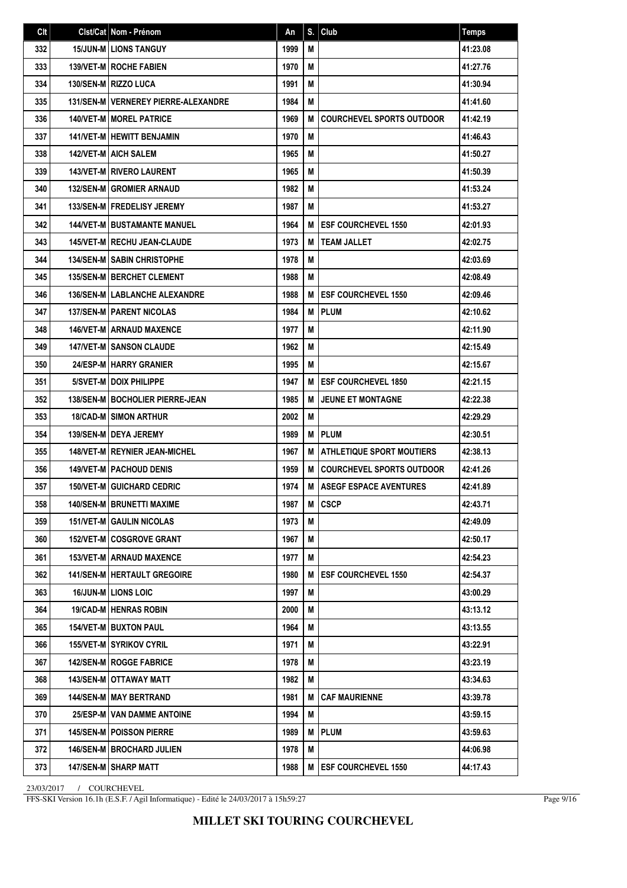| Clt | Clst/Cat | Nom - Prénom | An | S. | Club | Temps |
|---|---|---|---|---|---|---|
| 332 | 15/JUN-M | LIONS TANGUY | 1999 | M | | 41:23.08 |
| 333 | 139/VET-M | ROCHE FABIEN | 1970 | M | | 41:27.76 |
| 334 | 130/SEN-M | RIZZO LUCA | 1991 | M | | 41:30.94 |
| 335 | 131/SEN-M | VERNEREY PIERRE-ALEXANDRE | 1984 | M | | 41:41.60 |
| 336 | 140/VET-M | MOREL PATRICE | 1969 | M | COURCHEVEL SPORTS OUTDOOR | 41:42.19 |
| 337 | 141/VET-M | HEWITT BENJAMIN | 1970 | M | | 41:46.43 |
| 338 | 142/VET-M | AICH SALEM | 1965 | M | | 41:50.27 |
| 339 | 143/VET-M | RIVERO LAURENT | 1965 | M | | 41:50.39 |
| 340 | 132/SEN-M | GROMIER ARNAUD | 1982 | M | | 41:53.24 |
| 341 | 133/SEN-M | FREDELISY JEREMY | 1987 | M | | 41:53.27 |
| 342 | 144/VET-M | BUSTAMANTE MANUEL | 1964 | M | ESF COURCHEVEL 1550 | 42:01.93 |
| 343 | 145/VET-M | RECHU JEAN-CLAUDE | 1973 | M | TEAM JALLET | 42:02.75 |
| 344 | 134/SEN-M | SABIN CHRISTOPHE | 1978 | M | | 42:03.69 |
| 345 | 135/SEN-M | BERCHET CLEMENT | 1988 | M | | 42:08.49 |
| 346 | 136/SEN-M | LABLANCHE ALEXANDRE | 1988 | M | ESF COURCHEVEL 1550 | 42:09.46 |
| 347 | 137/SEN-M | PARENT NICOLAS | 1984 | M | PLUM | 42:10.62 |
| 348 | 146/VET-M | ARNAUD MAXENCE | 1977 | M | | 42:11.90 |
| 349 | 147/VET-M | SANSON CLAUDE | 1962 | M | | 42:15.49 |
| 350 | 24/ESP-M | HARRY GRANIER | 1995 | M | | 42:15.67 |
| 351 | 5/SVET-M | DOIX PHILIPPE | 1947 | M | ESF COURCHEVEL 1850 | 42:21.15 |
| 352 | 138/SEN-M | BOCHOLIER PIERRE-JEAN | 1985 | M | JEUNE ET MONTAGNE | 42:22.38 |
| 353 | 18/CAD-M | SIMON ARTHUR | 2002 | M | | 42:29.29 |
| 354 | 139/SEN-M | DEYA JEREMY | 1989 | M | PLUM | 42:30.51 |
| 355 | 148/VET-M | REYNIER JEAN-MICHEL | 1967 | M | ATHLETIQUE SPORT MOUTIERS | 42:38.13 |
| 356 | 149/VET-M | PACHOUD DENIS | 1959 | M | COURCHEVEL SPORTS OUTDOOR | 42:41.26 |
| 357 | 150/VET-M | GUICHARD CEDRIC | 1974 | M | ASEGF ESPACE AVENTURES | 42:41.89 |
| 358 | 140/SEN-M | BRUNETTI MAXIME | 1987 | M | CSCP | 42:43.71 |
| 359 | 151/VET-M | GAULIN NICOLAS | 1973 | M | | 42:49.09 |
| 360 | 152/VET-M | COSGROVE GRANT | 1967 | M | | 42:50.17 |
| 361 | 153/VET-M | ARNAUD MAXENCE | 1977 | M | | 42:54.23 |
| 362 | 141/SEN-M | HERTAULT GREGOIRE | 1980 | M | ESF COURCHEVEL 1550 | 42:54.37 |
| 363 | 16/JUN-M | LIONS LOIC | 1997 | M | | 43:00.29 |
| 364 | 19/CAD-M | HENRAS ROBIN | 2000 | M | | 43:13.12 |
| 365 | 154/VET-M | BUXTON PAUL | 1964 | M | | 43:13.55 |
| 366 | 155/VET-M | SYRIKOV CYRIL | 1971 | M | | 43:22.91 |
| 367 | 142/SEN-M | ROGGE FABRICE | 1978 | M | | 43:23.19 |
| 368 | 143/SEN-M | OTTAWAY MATT | 1982 | M | | 43:34.63 |
| 369 | 144/SEN-M | MAY BERTRAND | 1981 | M | CAF MAURIENNE | 43:39.78 |
| 370 | 25/ESP-M | VAN DAMME ANTOINE | 1994 | M | | 43:59.15 |
| 371 | 145/SEN-M | POISSON PIERRE | 1989 | M | PLUM | 43:59.63 |
| 372 | 146/SEN-M | BROCHARD JULIEN | 1978 | M | | 44:06.98 |
| 373 | 147/SEN-M | SHARP MATT | 1988 | M | ESF COURCHEVEL 1550 | 44:17.43 |

23/03/2017 / COURCHEVEL

FFS-SKI Version 16.1h (E.S.F. / Agil Informatique) - Edité le 24/03/2017 à 15h59:27

**MILLET SKI TOURING COURCHEVEL**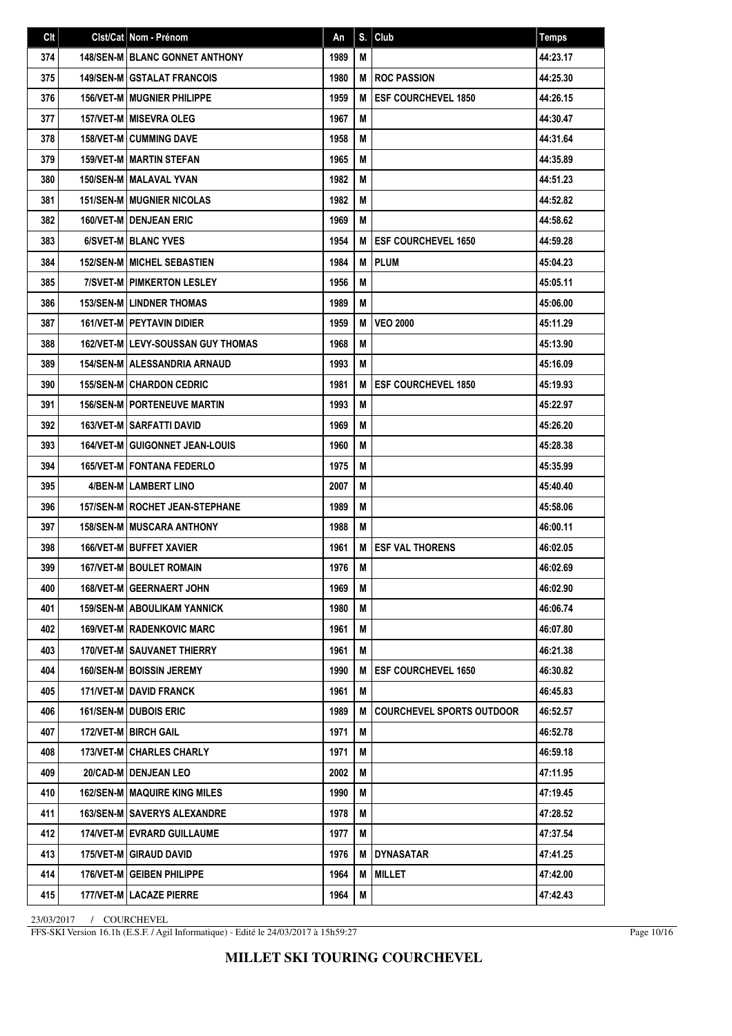| Clt | Clst/Cat | Nom - Prénom | An | S. | Club | Temps |
|---|---|---|---|---|---|---|
| 374 | 148/SEN-M | BLANC GONNET ANTHONY | 1989 | M | | 44:23.17 |
| 375 | 149/SEN-M | GSTALAT FRANCOIS | 1980 | M | ROC PASSION | 44:25.30 |
| 376 | 156/VET-M | MUGNIER PHILIPPE | 1959 | M | ESF COURCHEVEL 1850 | 44:26.15 |
| 377 | 157/VET-M | MISEVRA OLEG | 1967 | M | | 44:30.47 |
| 378 | 158/VET-M | CUMMING DAVE | 1958 | M | | 44:31.64 |
| 379 | 159/VET-M | MARTIN STEFAN | 1965 | M | | 44:35.89 |
| 380 | 150/SEN-M | MALAVAL YVAN | 1982 | M | | 44:51.23 |
| 381 | 151/SEN-M | MUGNIER NICOLAS | 1982 | M | | 44:52.82 |
| 382 | 160/VET-M | DENJEAN ERIC | 1969 | M | | 44:58.62 |
| 383 | 6/SVET-M | BLANC YVES | 1954 | M | ESF COURCHEVEL 1650 | 44:59.28 |
| 384 | 152/SEN-M | MICHEL SEBASTIEN | 1984 | M | PLUM | 45:04.23 |
| 385 | 7/SVET-M | PIMKERTON LESLEY | 1956 | M | | 45:05.11 |
| 386 | 153/SEN-M | LINDNER THOMAS | 1989 | M | | 45:06.00 |
| 387 | 161/VET-M | PEYTAVIN DIDIER | 1959 | M | VEO 2000 | 45:11.29 |
| 388 | 162/VET-M | LEVY-SOUSSAN GUY THOMAS | 1968 | M | | 45:13.90 |
| 389 | 154/SEN-M | ALESSANDRIA ARNAUD | 1993 | M | | 45:16.09 |
| 390 | 155/SEN-M | CHARDON CEDRIC | 1981 | M | ESF COURCHEVEL 1850 | 45:19.93 |
| 391 | 156/SEN-M | PORTENEUVE MARTIN | 1993 | M | | 45:22.97 |
| 392 | 163/VET-M | SARFATTI DAVID | 1969 | M | | 45:26.20 |
| 393 | 164/VET-M | GUIGONNET JEAN-LOUIS | 1960 | M | | 45:28.38 |
| 394 | 165/VET-M | FONTANA FEDERLO | 1975 | M | | 45:35.99 |
| 395 | 4/BEN-M | LAMBERT LINO | 2007 | M | | 45:40.40 |
| 396 | 157/SEN-M | ROCHET JEAN-STEPHANE | 1989 | M | | 45:58.06 |
| 397 | 158/SEN-M | MUSCARA ANTHONY | 1988 | M | | 46:00.11 |
| 398 | 166/VET-M | BUFFET XAVIER | 1961 | M | ESF VAL THORENS | 46:02.05 |
| 399 | 167/VET-M | BOULET ROMAIN | 1976 | M | | 46:02.69 |
| 400 | 168/VET-M | GEERNAERT JOHN | 1969 | M | | 46:02.90 |
| 401 | 159/SEN-M | ABOULIKAM YANNICK | 1980 | M | | 46:06.74 |
| 402 | 169/VET-M | RADENKOVIC MARC | 1961 | M | | 46:07.80 |
| 403 | 170/VET-M | SAUVANET THIERRY | 1961 | M | | 46:21.38 |
| 404 | 160/SEN-M | BOISSIN JEREMY | 1990 | M | ESF COURCHEVEL 1650 | 46:30.82 |
| 405 | 171/VET-M | DAVID FRANCK | 1961 | M | | 46:45.83 |
| 406 | 161/SEN-M | DUBOIS ERIC | 1989 | M | COURCHEVEL SPORTS OUTDOOR | 46:52.57 |
| 407 | 172/VET-M | BIRCH GAIL | 1971 | M | | 46:52.78 |
| 408 | 173/VET-M | CHARLES CHARLY | 1971 | M | | 46:59.18 |
| 409 | 20/CAD-M | DENJEAN LEO | 2002 | M | | 47:11.95 |
| 410 | 162/SEN-M | MAQUIRE KING MILES | 1990 | M | | 47:19.45 |
| 411 | 163/SEN-M | SAVERYS ALEXANDRE | 1978 | M | | 47:28.52 |
| 412 | 174/VET-M | EVRARD GUILLAUME | 1977 | M | | 47:37.54 |
| 413 | 175/VET-M | GIRAUD DAVID | 1976 | M | DYNASATAR | 47:41.25 |
| 414 | 176/VET-M | GEIBEN PHILIPPE | 1964 | M | MILLET | 47:42.00 |
| 415 | 177/VET-M | LACAZE PIERRE | 1964 | M | | 47:42.43 |

23/03/2017 / COURCHEVEL

FFS-SKI Version 16.1h (E.S.F. / Agil Informatique) - Edité le 24/03/2017 à 15h59:27

**MILLET SKI TOURING COURCHEVEL**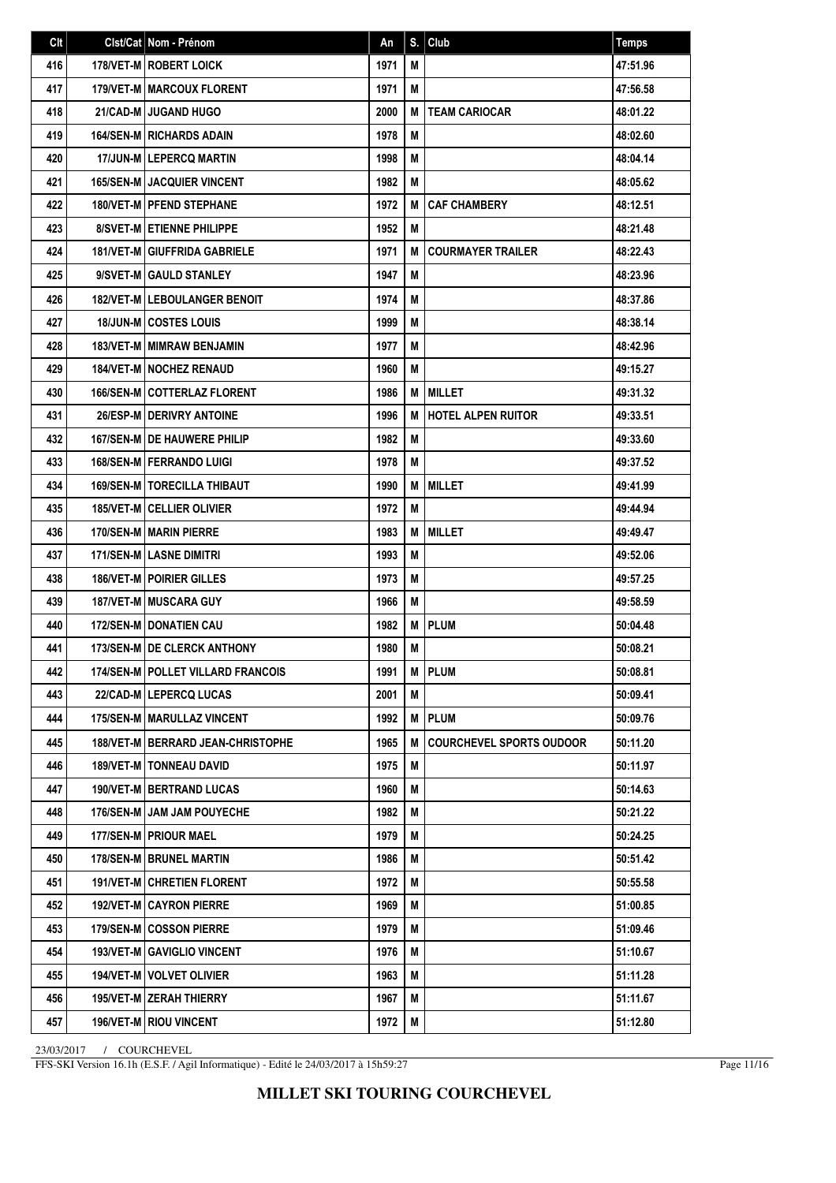| Clt | Clst/Cat | Nom - Prénom | An | S. | Club | Temps |
|---|---|---|---|---|---|---|
| 416 | 178/VET-M | ROBERT LOICK | 1971 | M | | 47:51.96 |
| 417 | 179/VET-M | MARCOUX FLORENT | 1971 | M | | 47:56.58 |
| 418 | 21/CAD-M | JUGAND HUGO | 2000 | M | TEAM CARIOCAR | 48:01.22 |
| 419 | 164/SEN-M | RICHARDS ADAIN | 1978 | M | | 48:02.60 |
| 420 | 17/JUN-M | LEPERCQ MARTIN | 1998 | M | | 48:04.14 |
| 421 | 165/SEN-M | JACQUIER VINCENT | 1982 | M | | 48:05.62 |
| 422 | 180/VET-M | PFEND STEPHANE | 1972 | M | CAF CHAMBERY | 48:12.51 |
| 423 | 8/SVET-M | ETIENNE PHILIPPE | 1952 | M | | 48:21.48 |
| 424 | 181/VET-M | GIUFFRIDA GABRIELE | 1971 | M | COURMAYER TRAILER | 48:22.43 |
| 425 | 9/SVET-M | GAULD STANLEY | 1947 | M | | 48:23.96 |
| 426 | 182/VET-M | LEBOULANGER BENOIT | 1974 | M | | 48:37.86 |
| 427 | 18/JUN-M | COSTES LOUIS | 1999 | M | | 48:38.14 |
| 428 | 183/VET-M | MIMRAW BENJAMIN | 1977 | M | | 48:42.96 |
| 429 | 184/VET-M | NOCHEZ RENAUD | 1960 | M | | 49:15.27 |
| 430 | 166/SEN-M | COTTERLAZ FLORENT | 1986 | M | MILLET | 49:31.32 |
| 431 | 26/ESP-M | DERIVRY ANTOINE | 1996 | M | HOTEL ALPEN RUITOR | 49:33.51 |
| 432 | 167/SEN-M | DE HAUWERE PHILIP | 1982 | M | | 49:33.60 |
| 433 | 168/SEN-M | FERRANDO LUIGI | 1978 | M | | 49:37.52 |
| 434 | 169/SEN-M | TORECILLA THIBAUT | 1990 | M | MILLET | 49:41.99 |
| 435 | 185/VET-M | CELLIER OLIVIER | 1972 | M | | 49:44.94 |
| 436 | 170/SEN-M | MARIN PIERRE | 1983 | M | MILLET | 49:49.47 |
| 437 | 171/SEN-M | LASNE DIMITRI | 1993 | M | | 49:52.06 |
| 438 | 186/VET-M | POIRIER GILLES | 1973 | M | | 49:57.25 |
| 439 | 187/VET-M | MUSCARA GUY | 1966 | M | | 49:58.59 |
| 440 | 172/SEN-M | DONATIEN CAU | 1982 | M | PLUM | 50:04.48 |
| 441 | 173/SEN-M | DE CLERCK ANTHONY | 1980 | M | | 50:08.21 |
| 442 | 174/SEN-M | POLLET VILLARD FRANCOIS | 1991 | M | PLUM | 50:08.81 |
| 443 | 22/CAD-M | LEPERCQ LUCAS | 2001 | M | | 50:09.41 |
| 444 | 175/SEN-M | MARULLAZ VINCENT | 1992 | M | PLUM | 50:09.76 |
| 445 | 188/VET-M | BERRARD JEAN-CHRISTOPHE | 1965 | M | COURCHEVEL SPORTS OUDOOR | 50:11.20 |
| 446 | 189/VET-M | TONNEAU DAVID | 1975 | M | | 50:11.97 |
| 447 | 190/VET-M | BERTRAND LUCAS | 1960 | M | | 50:14.63 |
| 448 | 176/SEN-M | JAM JAM POUYECHE | 1982 | M | | 50:21.22 |
| 449 | 177/SEN-M | PRIOUR MAEL | 1979 | M | | 50:24.25 |
| 450 | 178/SEN-M | BRUNEL MARTIN | 1986 | M | | 50:51.42 |
| 451 | 191/VET-M | CHRETIEN FLORENT | 1972 | M | | 50:55.58 |
| 452 | 192/VET-M | CAYRON PIERRE | 1969 | M | | 51:00.85 |
| 453 | 179/SEN-M | COSSON PIERRE | 1979 | M | | 51:09.46 |
| 454 | 193/VET-M | GAVIGLIO VINCENT | 1976 | M | | 51:10.67 |
| 455 | 194/VET-M | VOLVET OLIVIER | 1963 | M | | 51:11.28 |
| 456 | 195/VET-M | ZERAH THIERRY | 1967 | M | | 51:11.67 |
| 457 | 196/VET-M | RIOU VINCENT | 1972 | M | | 51:12.80 |

23/03/2017 / COURCHEVEL

FFS-SKI Version 16.1h (E.S.F. / Agil Informatique) - Edité le 24/03/2017 à 15h59:27

**MILLET SKI TOURING COURCHEVEL**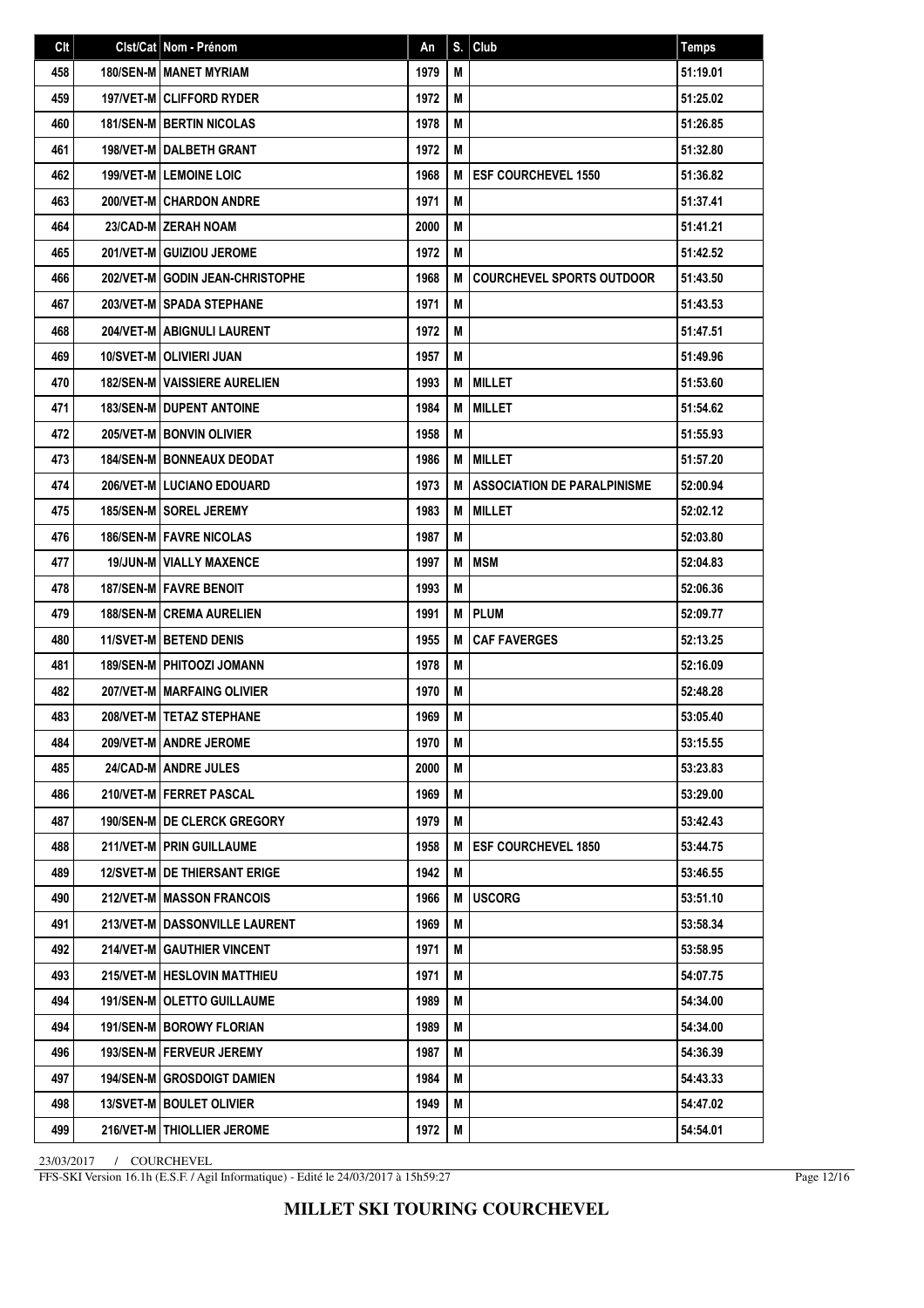| Clt | Clst/Cat | Nom - Prénom | An | S. | Club | Temps |
|---|---|---|---|---|---|---|
| 458 | 180/SEN-M | MANET MYRIAM | 1979 | M | | 51:19.01 |
| 459 | 197/VET-M | CLIFFORD RYDER | 1972 | M | | 51:25.02 |
| 460 | 181/SEN-M | BERTIN NICOLAS | 1978 | M | | 51:26.85 |
| 461 | 198/VET-M | DALBETH GRANT | 1972 | M | | 51:32.80 |
| 462 | 199/VET-M | LEMOINE LOIC | 1968 | M | ESF COURCHEVEL 1550 | 51:36.82 |
| 463 | 200/VET-M | CHARDON ANDRE | 1971 | M | | 51:37.41 |
| 464 | 23/CAD-M | ZERAH NOAM | 2000 | M | | 51:41.21 |
| 465 | 201/VET-M | GUIZIOU JEROME | 1972 | M | | 51:42.52 |
| 466 | 202/VET-M | GODIN JEAN-CHRISTOPHE | 1968 | M | COURCHEVEL SPORTS OUTDOOR | 51:43.50 |
| 467 | 203/VET-M | SPADA STEPHANE | 1971 | M | | 51:43.53 |
| 468 | 204/VET-M | ABIGNULI LAURENT | 1972 | M | | 51:47.51 |
| 469 | 10/SVET-M | OLIVIERI JUAN | 1957 | M | | 51:49.96 |
| 470 | 182/SEN-M | VAISSIERE AURELIEN | 1993 | M | MILLET | 51:53.60 |
| 471 | 183/SEN-M | DUPENT ANTOINE | 1984 | M | MILLET | 51:54.62 |
| 472 | 205/VET-M | BONVIN OLIVIER | 1958 | M | | 51:55.93 |
| 473 | 184/SEN-M | BONNEAUX DEODAT | 1986 | M | MILLET | 51:57.20 |
| 474 | 206/VET-M | LUCIANO EDOUARD | 1973 | M | ASSOCIATION DE PARALPINISME | 52:00.94 |
| 475 | 185/SEN-M | SOREL JEREMY | 1983 | M | MILLET | 52:02.12 |
| 476 | 186/SEN-M | FAVRE NICOLAS | 1987 | M | | 52:03.80 |
| 477 | 19/JUN-M | VIALLY MAXENCE | 1997 | M | MSM | 52:04.83 |
| 478 | 187/SEN-M | FAVRE BENOIT | 1993 | M | | 52:06.36 |
| 479 | 188/SEN-M | CREMA AURELIEN | 1991 | M | PLUM | 52:09.77 |
| 480 | 11/SVET-M | BETEND DENIS | 1955 | M | CAF FAVERGES | 52:13.25 |
| 481 | 189/SEN-M | PHITOOZI JOMANN | 1978 | M | | 52:16.09 |
| 482 | 207/VET-M | MARFAING OLIVIER | 1970 | M | | 52:48.28 |
| 483 | 208/VET-M | TETAZ STEPHANE | 1969 | M | | 53:05.40 |
| 484 | 209/VET-M | ANDRE JEROME | 1970 | M | | 53:15.55 |
| 485 | 24/CAD-M | ANDRE JULES | 2000 | M | | 53:23.83 |
| 486 | 210/VET-M | FERRET PASCAL | 1969 | M | | 53:29.00 |
| 487 | 190/SEN-M | DE CLERCK GREGORY | 1979 | M | | 53:42.43 |
| 488 | 211/VET-M | PRIN GUILLAUME | 1958 | M | ESF COURCHEVEL 1850 | 53:44.75 |
| 489 | 12/SVET-M | DE THIERSANT ERIGE | 1942 | M | | 53:46.55 |
| 490 | 212/VET-M | MASSON FRANCOIS | 1966 | M | USCORG | 53:51.10 |
| 491 | 213/VET-M | DASSONVILLE LAURENT | 1969 | M | | 53:58.34 |
| 492 | 214/VET-M | GAUTHIER VINCENT | 1971 | M | | 53:58.95 |
| 493 | 215/VET-M | HESLOVIN MATTHIEU | 1971 | M | | 54:07.75 |
| 494 | 191/SEN-M | OLETTO GUILLAUME | 1989 | M | | 54:34.00 |
| 494 | 191/SEN-M | BOROWY FLORIAN | 1989 | M | | 54:34.00 |
| 496 | 193/SEN-M | FERVEUR JEREMY | 1987 | M | | 54:36.39 |
| 497 | 194/SEN-M | GROSDOIGT DAMIEN | 1984 | M | | 54:43.33 |
| 498 | 13/SVET-M | BOULET OLIVIER | 1949 | M | | 54:47.02 |
| 499 | 216/VET-M | THIOLLIER JEROME | 1972 | M | | 54:54.01 |

23/03/2017 / COURCHEVEL

FFS-SKI Version 16.1h (E.S.F. / Agil Informatique) - Edité le 24/03/2017 à 15h59:27

**MILLET SKI TOURING COURCHEVEL**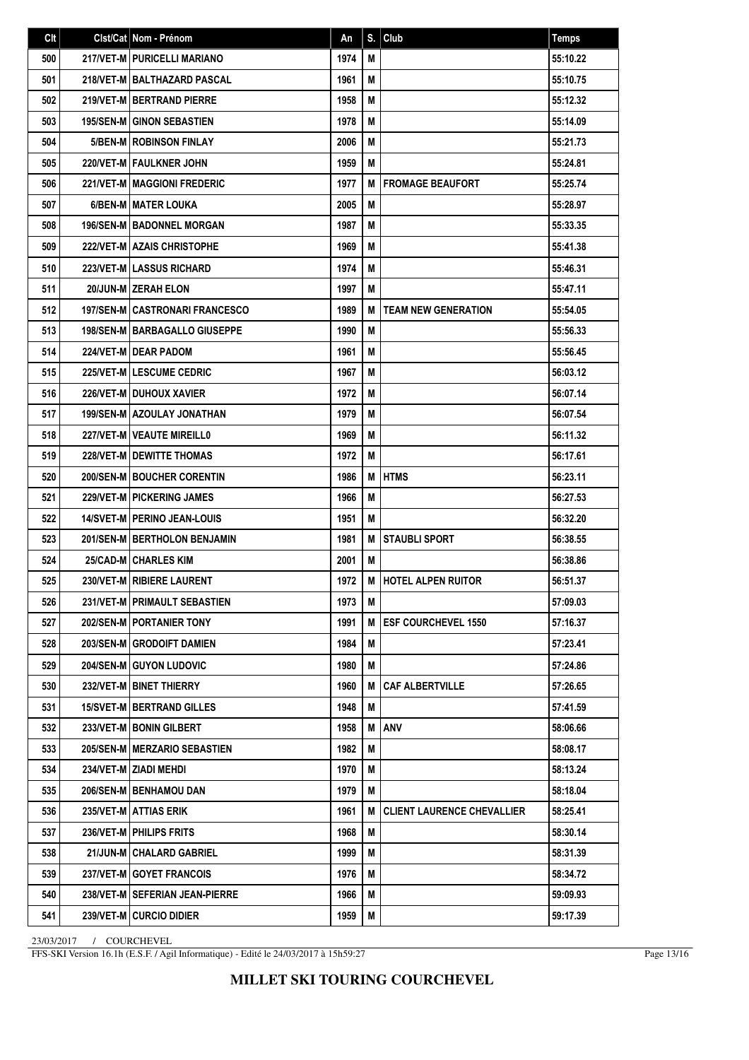| Clt | Clst/Cat | Nom - Prénom | An | S. | Club | Temps |
|---|---|---|---|---|---|---|
| 500 | 217/VET-M | PURICELLI MARIANO | 1974 | M | | 55:10.22 |
| 501 | 218/VET-M | BALTHAZARD PASCAL | 1961 | M | | 55:10.75 |
| 502 | 219/VET-M | BERTRAND PIERRE | 1958 | M | | 55:12.32 |
| 503 | 195/SEN-M | GINON SEBASTIEN | 1978 | M | | 55:14.09 |
| 504 | 5/BEN-M | ROBINSON FINLAY | 2006 | M | | 55:21.73 |
| 505 | 220/VET-M | FAULKNER JOHN | 1959 | M | | 55:24.81 |
| 506 | 221/VET-M | MAGGIONI FREDERIC | 1977 | M | FROMAGE BEAUFORT | 55:25.74 |
| 507 | 6/BEN-M | MATER LOUKA | 2005 | M | | 55:28.97 |
| 508 | 196/SEN-M | BADONNEL MORGAN | 1987 | M | | 55:33.35 |
| 509 | 222/VET-M | AZAIS CHRISTOPHE | 1969 | M | | 55:41.38 |
| 510 | 223/VET-M | LASSUS RICHARD | 1974 | M | | 55:46.31 |
| 511 | 20/JUN-M | ZERAH ELON | 1997 | M | | 55:47.11 |
| 512 | 197/SEN-M | CASTRONARI FRANCESCO | 1989 | M | TEAM NEW GENERATION | 55:54.05 |
| 513 | 198/SEN-M | BARBAGALLO GIUSEPPE | 1990 | M | | 55:56.33 |
| 514 | 224/VET-M | DEAR PADOM | 1961 | M | | 55:56.45 |
| 515 | 225/VET-M | LESCUME CEDRIC | 1967 | M | | 56:03.12 |
| 516 | 226/VET-M | DUHOUX XAVIER | 1972 | M | | 56:07.14 |
| 517 | 199/SEN-M | AZOULAY JONATHAN | 1979 | M | | 56:07.54 |
| 518 | 227/VET-M | VEAUTE MIREILL0 | 1969 | M | | 56:11.32 |
| 519 | 228/VET-M | DEWITTE THOMAS | 1972 | M | | 56:17.61 |
| 520 | 200/SEN-M | BOUCHER CORENTIN | 1986 | M | HTMS | 56:23.11 |
| 521 | 229/VET-M | PICKERING JAMES | 1966 | M | | 56:27.53 |
| 522 | 14/SVET-M | PERINO JEAN-LOUIS | 1951 | M | | 56:32.20 |
| 523 | 201/SEN-M | BERTHOLON BENJAMIN | 1981 | M | STAUBLI SPORT | 56:38.55 |
| 524 | 25/CAD-M | CHARLES KIM | 2001 | M | | 56:38.86 |
| 525 | 230/VET-M | RIBIERE LAURENT | 1972 | M | HOTEL ALPEN RUITOR | 56:51.37 |
| 526 | 231/VET-M | PRIMAULT SEBASTIEN | 1973 | M | | 57:09.03 |
| 527 | 202/SEN-M | PORTANIER TONY | 1991 | M | ESF COURCHEVEL 1550 | 57:16.37 |
| 528 | 203/SEN-M | GRODOIFT DAMIEN | 1984 | M | | 57:23.41 |
| 529 | 204/SEN-M | GUYON LUDOVIC | 1980 | M | | 57:24.86 |
| 530 | 232/VET-M | BINET THIERRY | 1960 | M | CAF ALBERTVILLE | 57:26.65 |
| 531 | 15/SVET-M | BERTRAND GILLES | 1948 | M | | 57:41.59 |
| 532 | 233/VET-M | BONIN GILBERT | 1958 | M | ANV | 58:06.66 |
| 533 | 205/SEN-M | MERZARIO SEBASTIEN | 1982 | M | | 58:08.17 |
| 534 | 234/VET-M | ZIADI MEHDI | 1970 | M | | 58:13.24 |
| 535 | 206/SEN-M | BENHAMOU DAN | 1979 | M | | 58:18.04 |
| 536 | 235/VET-M | ATTIAS ERIK | 1961 | M | CLIENT LAURENCE CHEVALLIER | 58:25.41 |
| 537 | 236/VET-M | PHILIPS FRITS | 1968 | M | | 58:30.14 |
| 538 | 21/JUN-M | CHALARD GABRIEL | 1999 | M | | 58:31.39 |
| 539 | 237/VET-M | GOYET FRANCOIS | 1976 | M | | 58:34.72 |
| 540 | 238/VET-M | SEFERIAN JEAN-PIERRE | 1966 | M | | 59:09.93 |
| 541 | 239/VET-M | CURCIO DIDIER | 1959 | M | | 59:17.39 |

23/03/2017 / COURCHEVEL

FFS-SKI Version 16.1h (E.S.F. / Agil Informatique) - Edité le 24/03/2017 à 15h59:27

**MILLET SKI TOURING COURCHEVEL**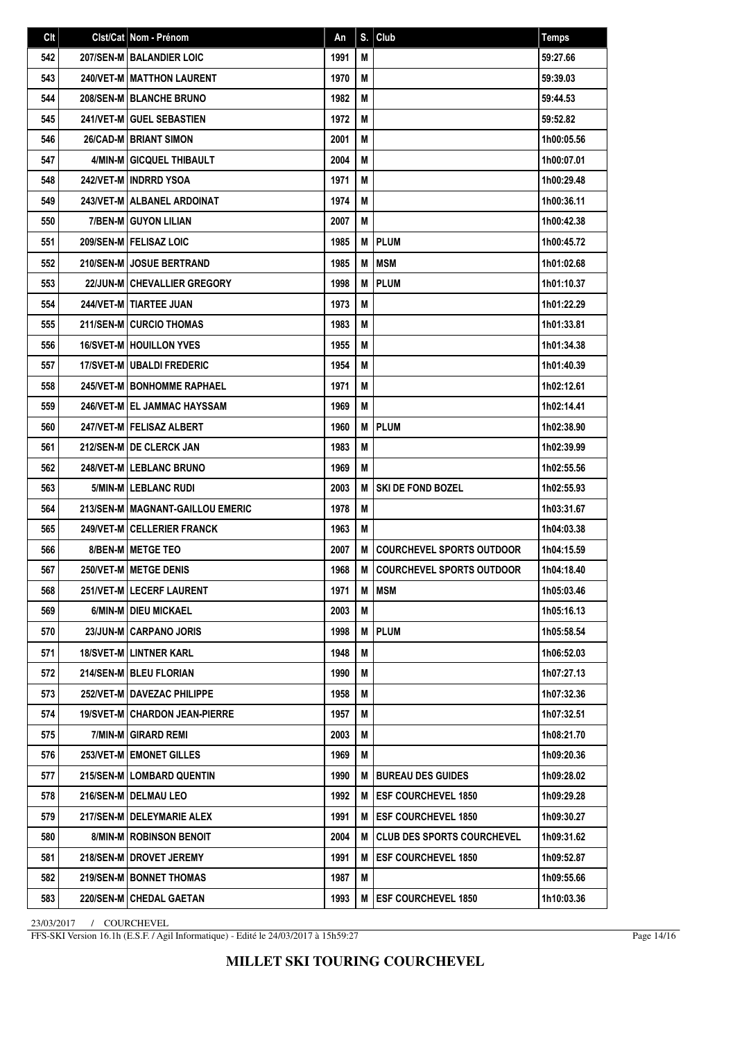| Clt | Clst/Cat | Nom - Prénom | An | S. | Club | Temps |
|---|---|---|---|---|---|---|
| 542 | 207/SEN-M | BALANDIER LOIC | 1991 | M | | 59:27.66 |
| 543 | 240/VET-M | MATTHON LAURENT | 1970 | M | | 59:39.03 |
| 544 | 208/SEN-M | BLANCHE BRUNO | 1982 | M | | 59:44.53 |
| 545 | 241/VET-M | GUEL SEBASTIEN | 1972 | M | | 59:52.82 |
| 546 | 26/CAD-M | BRIANT SIMON | 2001 | M | | 1h00:05.56 |
| 547 | 4/MIN-M | GICQUEL THIBAULT | 2004 | M | | 1h00:07.01 |
| 548 | 242/VET-M | INDRRD YSOA | 1971 | M | | 1h00:29.48 |
| 549 | 243/VET-M | ALBANEL ARDOINAT | 1974 | M | | 1h00:36.11 |
| 550 | 7/BEN-M | GUYON LILIAN | 2007 | M | | 1h00:42.38 |
| 551 | 209/SEN-M | FELISAZ LOIC | 1985 | M | PLUM | 1h00:45.72 |
| 552 | 210/SEN-M | JOSUE BERTRAND | 1985 | M | MSM | 1h01:02.68 |
| 553 | 22/JUN-M | CHEVALLIER GREGORY | 1998 | M | PLUM | 1h01:10.37 |
| 554 | 244/VET-M | TIARTEE JUAN | 1973 | M | | 1h01:22.29 |
| 555 | 211/SEN-M | CURCIO THOMAS | 1983 | M | | 1h01:33.81 |
| 556 | 16/SVET-M | HOUILLON YVES | 1955 | M | | 1h01:34.38 |
| 557 | 17/SVET-M | UBALDI FREDERIC | 1954 | M | | 1h01:40.39 |
| 558 | 245/VET-M | BONHOMME RAPHAEL | 1971 | M | | 1h02:12.61 |
| 559 | 246/VET-M | EL JAMMAC HAYSSAM | 1969 | M | | 1h02:14.41 |
| 560 | 247/VET-M | FELISAZ ALBERT | 1960 | M | PLUM | 1h02:38.90 |
| 561 | 212/SEN-M | DE CLERCK JAN | 1983 | M | | 1h02:39.99 |
| 562 | 248/VET-M | LEBLANC BRUNO | 1969 | M | | 1h02:55.56 |
| 563 | 5/MIN-M | LEBLANC RUDI | 2003 | M | SKI DE FOND BOZEL | 1h02:55.93 |
| 564 | 213/SEN-M | MAGNANT-GAILLOU EMERIC | 1978 | M | | 1h03:31.67 |
| 565 | 249/VET-M | CELLERIER FRANCK | 1963 | M | | 1h04:03.38 |
| 566 | 8/BEN-M | METGE TEO | 2007 | M | COURCHEVEL SPORTS OUTDOOR | 1h04:15.59 |
| 567 | 250/VET-M | METGE DENIS | 1968 | M | COURCHEVEL SPORTS OUTDOOR | 1h04:18.40 |
| 568 | 251/VET-M | LECERF LAURENT | 1971 | M | MSM | 1h05:03.46 |
| 569 | 6/MIN-M | DIEU MICKAEL | 2003 | M | | 1h05:16.13 |
| 570 | 23/JUN-M | CARPANO JORIS | 1998 | M | PLUM | 1h05:58.54 |
| 571 | 18/SVET-M | LINTNER KARL | 1948 | M | | 1h06:52.03 |
| 572 | 214/SEN-M | BLEU FLORIAN | 1990 | M | | 1h07:27.13 |
| 573 | 252/VET-M | DAVEZAC PHILIPPE | 1958 | M | | 1h07:32.36 |
| 574 | 19/SVET-M | CHARDON JEAN-PIERRE | 1957 | M | | 1h07:32.51 |
| 575 | 7/MIN-M | GIRARD REMI | 2003 | M | | 1h08:21.70 |
| 576 | 253/VET-M | EMONET GILLES | 1969 | M | | 1h09:20.36 |
| 577 | 215/SEN-M | LOMBARD QUENTIN | 1990 | M | BUREAU DES GUIDES | 1h09:28.02 |
| 578 | 216/SEN-M | DELMAU LEO | 1992 | M | ESF COURCHEVEL 1850 | 1h09:29.28 |
| 579 | 217/SEN-M | DELEYMARIE ALEX | 1991 | M | ESF COURCHEVEL 1850 | 1h09:30.27 |
| 580 | 8/MIN-M | ROBINSON BENOIT | 2004 | M | CLUB DES SPORTS COURCHEVEL | 1h09:31.62 |
| 581 | 218/SEN-M | DROVET JEREMY | 1991 | M | ESF COURCHEVEL 1850 | 1h09:52.87 |
| 582 | 219/SEN-M | BONNET THOMAS | 1987 | M | | 1h09:55.66 |
| 583 | 220/SEN-M | CHEDAL GAETAN | 1993 | M | ESF COURCHEVEL 1850 | 1h10:03.36 |

23/03/2017 / COURCHEVEL

FFS-SKI Version 16.1h (E.S.F. / Agil Informatique) - Edité le 24/03/2017 à 15h59:27

**MILLET SKI TOURING COURCHEVEL**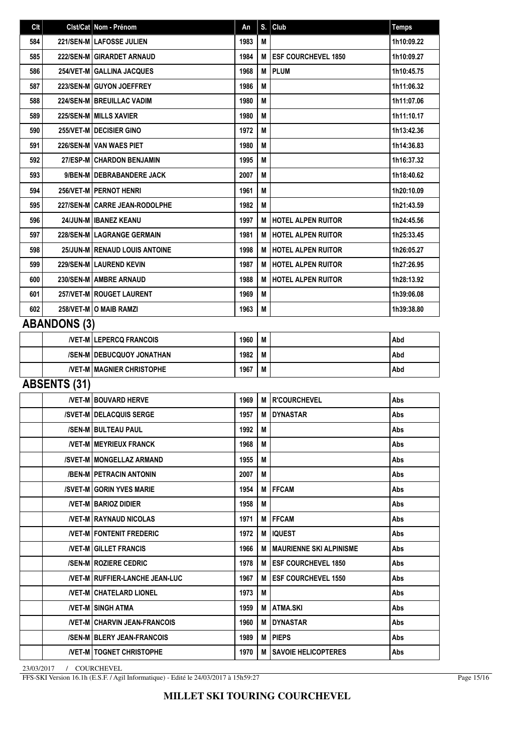| Clt | Clst/Cat | Nom - Prénom | An | S. | Club | Temps |
|---|---|---|---|---|---|---|
| 584 | 221/SEN-M | LAFOSSE JULIEN | 1983 | M | | 1h10:09.22 |
| 585 | 222/SEN-M | GIRARDET ARNAUD | 1984 | M | ESF COURCHEVEL 1850 | 1h10:09.27 |
| 586 | 254/VET-M | GALLINA JACQUES | 1968 | M | PLUM | 1h10:45.75 |
| 587 | 223/SEN-M | GUYON JOEFFREY | 1986 | M | | 1h11:06.32 |
| 588 | 224/SEN-M | BREUILLAC VADIM | 1980 | M | | 1h11:07.06 |
| 589 | 225/SEN-M | MILLS XAVIER | 1980 | M | | 1h11:10.17 |
| 590 | 255/VET-M | DECISIER GINO | 1972 | M | | 1h13:42.36 |
| 591 | 226/SEN-M | VAN WAES PIET | 1980 | M | | 1h14:36.83 |
| 592 | 27/ESP-M | CHARDON BENJAMIN | 1995 | M | | 1h16:37.32 |
| 593 | 9/BEN-M | DEBRABANDERE JACK | 2007 | M | | 1h18:40.62 |
| 594 | 256/VET-M | PERNOT HENRI | 1961 | M | | 1h20:10.09 |
| 595 | 227/SEN-M | CARRE JEAN-RODOLPHE | 1982 | M | | 1h21:43.59 |
| 596 | 24/JUN-M | IBANEZ KEANU | 1997 | M | HOTEL ALPEN RUITOR | 1h24:45.56 |
| 597 | 228/SEN-M | LAGRANGE GERMAIN | 1981 | M | HOTEL ALPEN RUITOR | 1h25:33.45 |
| 598 | 25/JUN-M | RENAUD LOUIS ANTOINE | 1998 | M | HOTEL ALPEN RUITOR | 1h26:05.27 |
| 599 | 229/SEN-M | LAUREND KEVIN | 1987 | M | HOTEL ALPEN RUITOR | 1h27:26.95 |
| 600 | 230/SEN-M | AMBRE ARNAUD | 1988 | M | HOTEL ALPEN RUITOR | 1h28:13.92 |
| 601 | 257/VET-M | ROUGET LAURENT | 1969 | M | | 1h39:06.08 |
| 602 | 258/VET-M | O MAIB RAMZI | 1963 | M | | 1h39:38.80 |

## ABANDONS (3)

| Clt | Clst/Cat | Nom - Prénom | An | S. | Club | Temps |
|---|---|---|---|---|---|---|
| | /VET-M | LEPERCQ FRANCOIS | 1960 | M | | Abd |
| | /SEN-M | DEBUCQUOY JONATHAN | 1982 | M | | Abd |
| | /VET-M | MAGNIER CHRISTOPHE | 1967 | M | | Abd |

## ABSENTS (31)

| Clt | Clst/Cat | Nom - Prénom | An | S. | Club | Temps |
|---|---|---|---|---|---|---|
| | /VET-M | BOUVARD HERVE | 1969 | M | R'COURCHEVEL | Abs |
| | /SVET-M | DELACQUIS SERGE | 1957 | M | DYNASTAR | Abs |
| | /SEN-M | BULTEAU PAUL | 1992 | M | | Abs |
| | /VET-M | MEYRIEUX FRANCK | 1968 | M | | Abs |
| | /SVET-M | MONGELLAZ ARMAND | 1955 | M | | Abs |
| | /BEN-M | PETRACIN ANTONIN | 2007 | M | | Abs |
| | /SVET-M | GORIN YVES MARIE | 1954 | M | FFCAM | Abs |
| | /VET-M | BARIOZ DIDIER | 1958 | M | | Abs |
| | /VET-M | RAYNAUD NICOLAS | 1971 | M | FFCAM | Abs |
| | /VET-M | FONTENIT FREDERIC | 1972 | M | IQUEST | Abs |
| | /VET-M | GILLET FRANCIS | 1966 | M | MAURIENNE SKI ALPINISME | Abs |
| | /SEN-M | ROZIERE CEDRIC | 1978 | M | ESF COURCHEVEL 1850 | Abs |
| | /VET-M | RUFFIER-LANCHE JEAN-LUC | 1967 | M | ESF COURCHEVEL 1550 | Abs |
| | /VET-M | CHATELARD LIONEL | 1973 | M | | Abs |
| | /VET-M | SINGH ATMA | 1959 | M | ATMA.SKI | Abs |
| | /VET-M | CHARVIN JEAN-FRANCOIS | 1960 | M | DYNASTAR | Abs |
| | /SEN-M | BLERY JEAN-FRANCOIS | 1989 | M | PIEPS | Abs |
| | /VET-M | TOGNET CHRISTOPHE | 1970 | M | SAVOIE HELICOPTERES | Abs |

23/03/2017 / COURCHEVEL

FFS-SKI Version 16.1h (E.S.F. / Agil Informatique) - Edité le 24/03/2017 à 15h59:27

**MILLET SKI TOURING COURCHEVEL**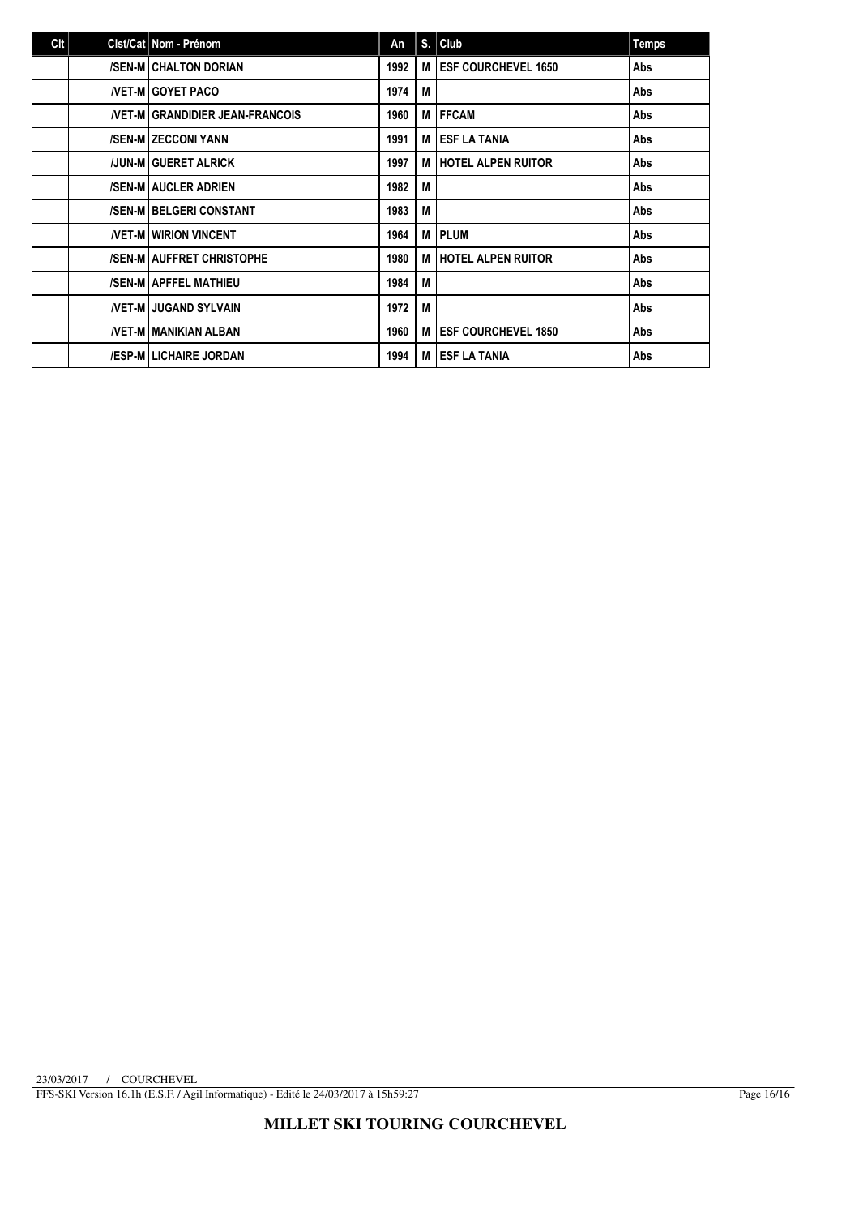| Clt | Clst/Cat | Nom - Prénom | An | S. | Club | Temps |
|---|---|---|---|---|---|---|
| | /SEN-M | CHALTON DORIAN | 1992 | M | ESF COURCHEVEL 1650 | Abs |
| | /VET-M | GOYET PACO | 1974 | M | | Abs |
| | /VET-M | GRANDIDIER JEAN-FRANCOIS | 1960 | M | FFCAM | Abs |
| | /SEN-M | ZECCONI YANN | 1991 | M | ESF LA TANIA | Abs |
| | /JUN-M | GUERET ALRICK | 1997 | M | HOTEL ALPEN RUITOR | Abs |
| | /SEN-M | AUCLER ADRIEN | 1982 | M | | Abs |
| | /SEN-M | BELGERI CONSTANT | 1983 | M | | Abs |
| | /VET-M | WIRION VINCENT | 1964 | M | PLUM | Abs |
| | /SEN-M | AUFFRET CHRISTOPHE | 1980 | M | HOTEL ALPEN RUITOR | Abs |
| | /SEN-M | APFFEL MATHIEU | 1984 | M | | Abs |
| | /VET-M | JUGAND SYLVAIN | 1972 | M | | Abs |
| | /VET-M | MANIKIAN ALBAN | 1960 | M | ESF COURCHEVEL 1850 | Abs |
| | /ESP-M | LICHAIRE JORDAN | 1994 | M | ESF LA TANIA | Abs |

23/03/2017 / COURCHEVEL

FFS-SKI Version 16.1h (E.S.F. / Agil Informatique) - Edité le 24/03/2017 à 15h59:27

**MILLET SKI TOURING COURCHEVEL**